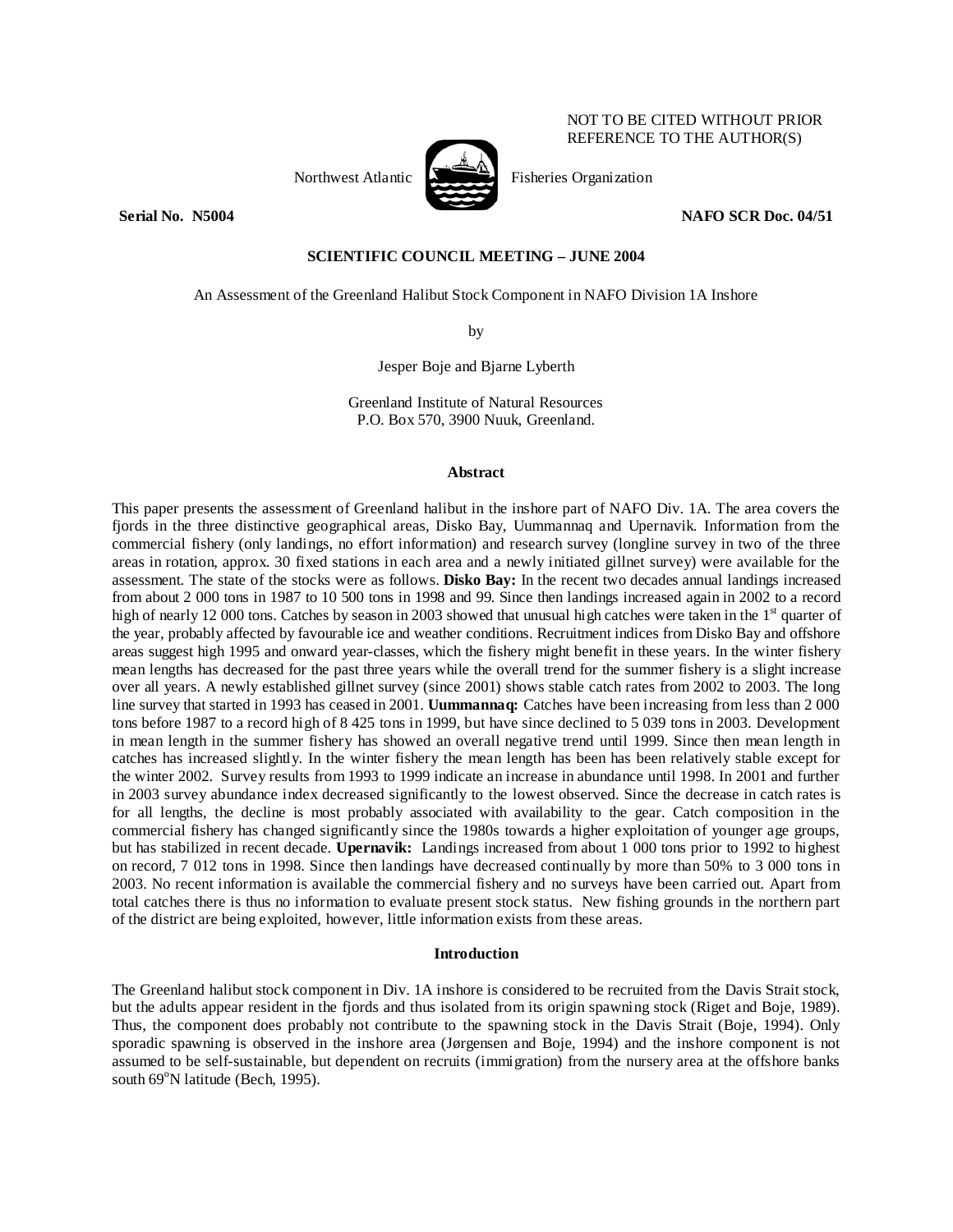NOT TO BE CITED WITHOUT PRIOR REFERENCE TO THE AUTHOR(S)

Northwest Atlantic Fisheries Organization

**Serial No. N5004** **NAFO SCR Doc. 04/51**

**SCIENTIFIC COUNCIL MEETING – JUNE 2004**

An Assessment of the Greenland Halibut Stock Component in NAFO Division 1A Inshore

by

Jesper Boje and Bjarne Lyberth

Greenland Institute of Natural Resources
P.O. Box 570, 3900 Nuuk, Greenland.

## Abstract

This paper presents the assessment of Greenland halibut in the inshore part of NAFO Div. 1A. The area covers the fjords in the three distinctive geographical areas, Disko Bay, Uummannaq and Upernavik. Information from the commercial fishery (only landings, no effort information) and research survey (longline survey in two of the three areas in rotation, approx. 30 fixed stations in each area and a newly initiated gillnet survey) were available for the assessment. The state of the stocks were as follows. **Disko Bay:** In the recent two decades annual landings increased from about 2 000 tons in 1987 to 10 500 tons in 1998 and 99. Since then landings increased again in 2002 to a record high of nearly 12 000 tons. Catches by season in 2003 showed that unusual high catches were taken in the 1st quarter of the year, probably affected by favourable ice and weather conditions. Recruitment indices from Disko Bay and offshore areas suggest high 1995 and onward year-classes, which the fishery might benefit in these years. In the winter fishery mean lengths has decreased for the past three years while the overall trend for the summer fishery is a slight increase over all years. A newly established gillnet survey (since 2001) shows stable catch rates from 2002 to 2003. The long line survey that started in 1993 has ceased in 2001. **Uummannaq:** Catches have been increasing from less than 2 000 tons before 1987 to a record high of 8 425 tons in 1999, but have since declined to 5 039 tons in 2003. Development in mean length in the summer fishery has showed an overall negative trend until 1999. Since then mean length in catches has increased slightly. In the winter fishery the mean length has been has been relatively stable except for the winter 2002. Survey results from 1993 to 1999 indicate an increase in abundance until 1998. In 2001 and further in 2003 survey abundance index decreased significantly to the lowest observed. Since the decrease in catch rates is for all lengths, the decline is most probably associated with availability to the gear. Catch composition in the commercial fishery has changed significantly since the 1980s towards a higher exploitation of younger age groups, but has stabilized in recent decade. **Upernavik:** Landings increased from about 1 000 tons prior to 1992 to highest on record, 7 012 tons in 1998. Since then landings have decreased continually by more than 50% to 3 000 tons in 2003. No recent information is available the commercial fishery and no surveys have been carried out. Apart from total catches there is thus no information to evaluate present stock status. New fishing grounds in the northern part of the district are being exploited, however, little information exists from these areas.

## Introduction

The Greenland halibut stock component in Div. 1A inshore is considered to be recruited from the Davis Strait stock, but the adults appear resident in the fjords and thus isolated from its origin spawning stock (Riget and Boje, 1989). Thus, the component does probably not contribute to the spawning stock in the Davis Strait (Boje, 1994). Only sporadic spawning is observed in the inshore area (Jørgensen and Boje, 1994) and the inshore component is not assumed to be self-sustainable, but dependent on recruits (immigration) from the nursery area at the offshore banks south 69°N latitude (Bech, 1995).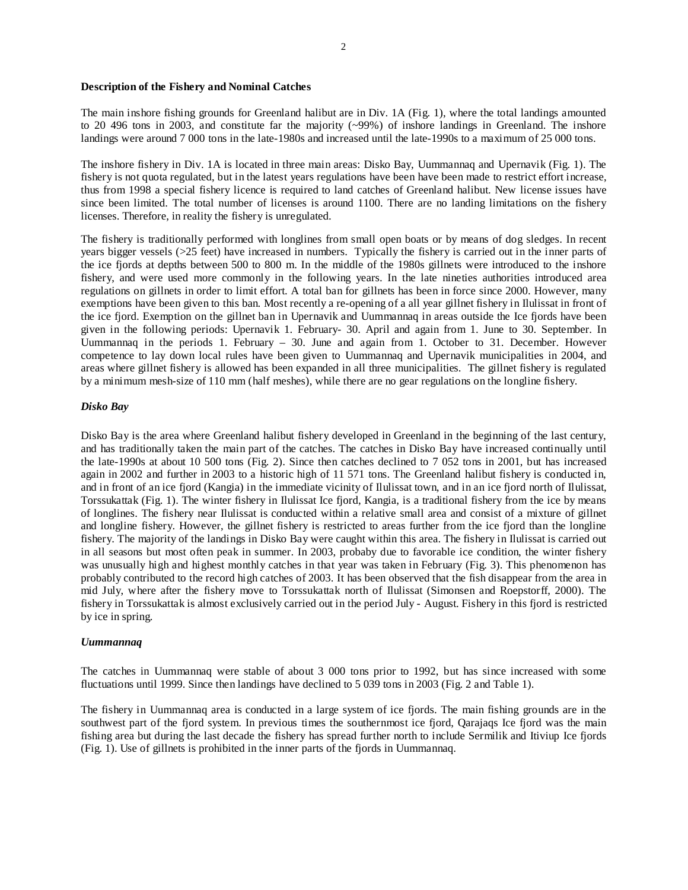**Description of the Fishery and Nominal Catches**

The main inshore fishing grounds for Greenland halibut are in Div. 1A (Fig. 1), where the total landings amounted to 20 496 tons in 2003, and constitute far the majority (~99%) of inshore landings in Greenland. The inshore landings were around 7 000 tons in the late-1980s and increased until the late-1990s to a maximum of 25 000 tons.

The inshore fishery in Div. 1A is located in three main areas: Disko Bay, Uummannaq and Upernavik (Fig. 1). The fishery is not quota regulated, but in the latest years regulations have been have been made to restrict effort increase, thus from 1998 a special fishery licence is required to land catches of Greenland halibut. New license issues have since been limited. The total number of licenses is around 1100. There are no landing limitations on the fishery licenses. Therefore, in reality the fishery is unregulated.

The fishery is traditionally performed with longlines from small open boats or by means of dog sledges. In recent years bigger vessels (>25 feet) have increased in numbers. Typically the fishery is carried out in the inner parts of the ice fjords at depths between 500 to 800 m. In the middle of the 1980s gillnets were introduced to the inshore fishery, and were used more commonly in the following years. In the late nineties authorities introduced area regulations on gillnets in order to limit effort. A total ban for gillnets has been in force since 2000. However, many exemptions have been given to this ban. Most recently a re-opening of a all year gillnet fishery in Ilulissat in front of the ice fjord. Exemption on the gillnet ban in Upernavik and Uummannaq in areas outside the Ice fjords have been given in the following periods: Upernavik 1. February- 30. April and again from 1. June to 30. September. In Uummannaq in the periods 1. February – 30. June and again from 1. October to 31. December. However competence to lay down local rules have been given to Uummannaq and Upernavik municipalities in 2004, and areas where gillnet fishery is allowed has been expanded in all three municipalities. The gillnet fishery is regulated by a minimum mesh-size of 110 mm (half meshes), while there are no gear regulations on the longline fishery.

***Disko Bay***

Disko Bay is the area where Greenland halibut fishery developed in Greenland in the beginning of the last century, and has traditionally taken the main part of the catches. The catches in Disko Bay have increased continually until the late-1990s at about 10 500 tons (Fig. 2). Since then catches declined to 7 052 tons in 2001, but has increased again in 2002 and further in 2003 to a historic high of 11 571 tons. The Greenland halibut fishery is conducted in, and in front of an ice fjord (Kangia) in the immediate vicinity of Ilulissat town, and in an ice fjord north of Ilulissat, Torssukattak (Fig. 1). The winter fishery in Ilulissat Ice fjord, Kangia, is a traditional fishery from the ice by means of longlines. The fishery near Ilulissat is conducted within a relative small area and consist of a mixture of gillnet and longline fishery. However, the gillnet fishery is restricted to areas further from the ice fjord than the longline fishery. The majority of the landings in Disko Bay were caught within this area. The fishery in Ilulissat is carried out in all seasons but most often peak in summer. In 2003, probaby due to favorable ice condition, the winter fishery was unusually high and highest monthly catches in that year was taken in February (Fig. 3). This phenomenon has probably contributed to the record high catches of 2003. It has been observed that the fish disappear from the area in mid July, where after the fishery move to Torssukattak north of Ilulissat (Simonsen and Roepstorff, 2000). The fishery in Torssukattak is almost exclusively carried out in the period July - August. Fishery in this fjord is restricted by ice in spring.

***Uummannaq***

The catches in Uummannaq were stable of about 3 000 tons prior to 1992, but has since increased with some fluctuations until 1999. Since then landings have declined to 5 039 tons in 2003 (Fig. 2 and Table 1).

The fishery in Uummannaq area is conducted in a large system of ice fjords. The main fishing grounds are in the southwest part of the fjord system. In previous times the southernmost ice fjord, Qarajaqs Ice fjord was the main fishing area but during the last decade the fishery has spread further north to include Sermilik and Itiviup Ice fjords (Fig. 1). Use of gillnets is prohibited in the inner parts of the fjords in Uummannaq.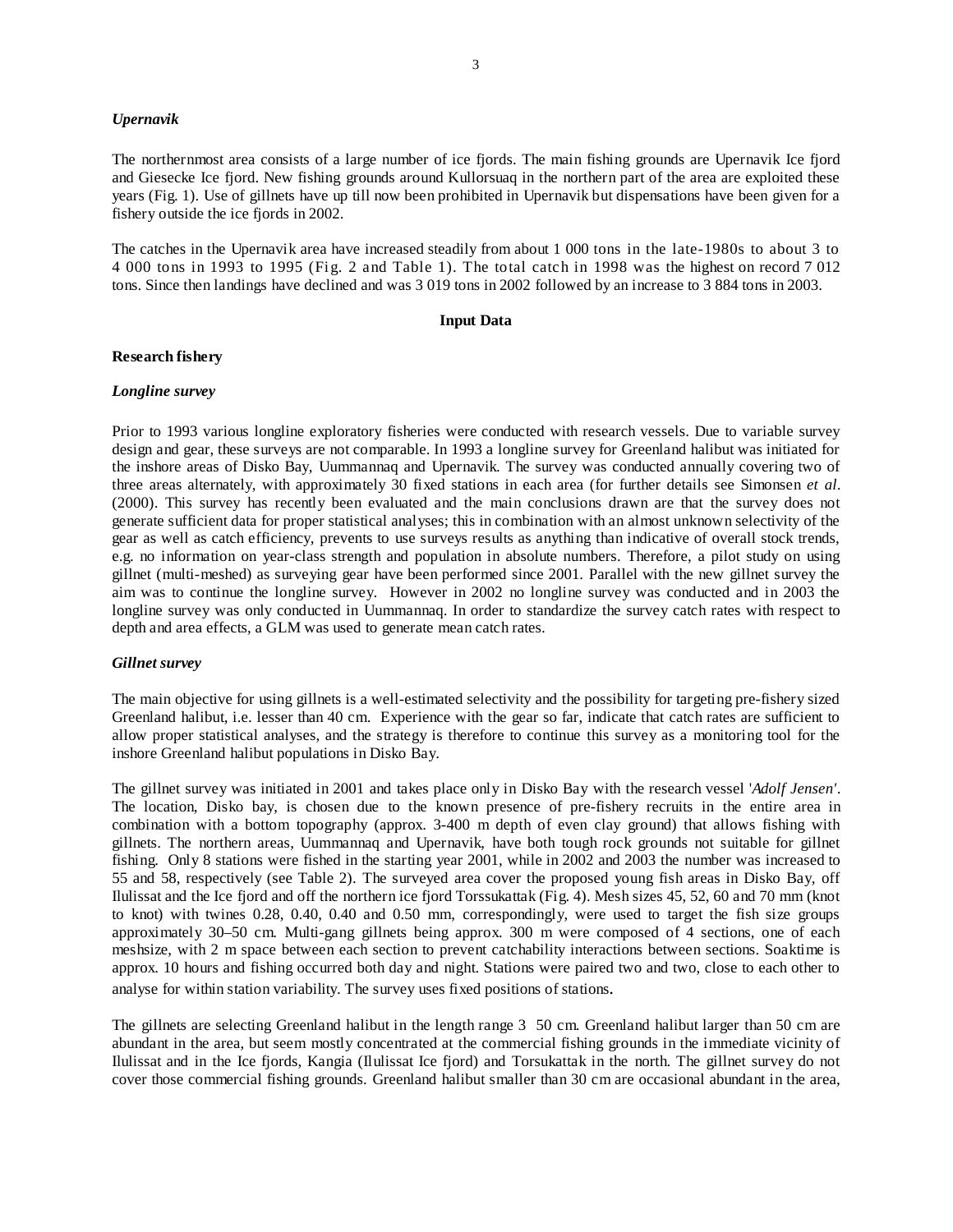*Upernavik*

The northernmost area consists of a large number of ice fjords. The main fishing grounds are Upernavik Ice fjord and Giesecke Ice fjord. New fishing grounds around Kullorsuaq in the northern part of the area are exploited these years (Fig. 1). Use of gillnets have up till now been prohibited in Upernavik but dispensations have been given for a fishery outside the ice fjords in 2002.

The catches in the Upernavik area have increased steadily from about 1 000 tons in the late-1980s to about 3 to 4 000 tons in 1993 to 1995 (Fig. 2 and Table 1). The total catch in 1998 was the highest on record 7 012 tons. Since then landings have declined and was 3 019 tons in 2002 followed by an increase to 3 884 tons in 2003.

## Input Data

### Research fishery

*Longline survey*

Prior to 1993 various longline exploratory fisheries were conducted with research vessels. Due to variable survey design and gear, these surveys are not comparable. In 1993 a longline survey for Greenland halibut was initiated for the inshore areas of Disko Bay, Uummannaq and Upernavik. The survey was conducted annually covering two of three areas alternately, with approximately 30 fixed stations in each area (for further details see Simonsen *et al*. (2000). This survey has recently been evaluated and the main conclusions drawn are that the survey does not generate sufficient data for proper statistical analyses; this in combination with an almost unknown selectivity of the gear as well as catch efficiency, prevents to use surveys results as anything than indicative of overall stock trends, e.g. no information on year-class strength and population in absolute numbers. Therefore, a pilot study on using gillnet (multi-meshed) as surveying gear have been performed since 2001. Parallel with the new gillnet survey the aim was to continue the longline survey. However in 2002 no longline survey was conducted and in 2003 the longline survey was only conducted in Uummannaq. In order to standardize the survey catch rates with respect to depth and area effects, a GLM was used to generate mean catch rates.

*Gillnet survey*

The main objective for using gillnets is a well-estimated selectivity and the possibility for targeting pre-fishery sized Greenland halibut, i.e. lesser than 40 cm. Experience with the gear so far, indicate that catch rates are sufficient to allow proper statistical analyses, and the strategy is therefore to continue this survey as a monitoring tool for the inshore Greenland halibut populations in Disko Bay.

The gillnet survey was initiated in 2001 and takes place only in Disko Bay with the research vessel '*Adolf Jensen*'. The location, Disko bay, is chosen due to the known presence of pre-fishery recruits in the entire area in combination with a bottom topography (approx. 3-400 m depth of even clay ground) that allows fishing with gillnets. The northern areas, Uummannaq and Upernavik, have both tough rock grounds not suitable for gillnet fishing. Only 8 stations were fished in the starting year 2001, while in 2002 and 2003 the number was increased to 55 and 58, respectively (see Table 2). The surveyed area cover the proposed young fish areas in Disko Bay, off Ilulissat and the Ice fjord and off the northern ice fjord Torssukattak (Fig. 4). Mesh sizes 45, 52, 60 and 70 mm (knot to knot) with twines 0.28, 0.40, 0.40 and 0.50 mm, correspondingly, were used to target the fish size groups approximately 30–50 cm. Multi-gang gillnets being approx. 300 m were composed of 4 sections, one of each meshsize, with 2 m space between each section to prevent catchability interactions between sections. Soaktime is approx. 10 hours and fishing occurred both day and night. Stations were paired two and two, close to each other to analyse for within station variability. The survey uses fixed positions of stations.

The gillnets are selecting Greenland halibut in the length range 3 50 cm. Greenland halibut larger than 50 cm are abundant in the area, but seem mostly concentrated at the commercial fishing grounds in the immediate vicinity of Ilulissat and in the Ice fjords, Kangia (Ilulissat Ice fjord) and Torsukattak in the north. The gillnet survey do not cover those commercial fishing grounds. Greenland halibut smaller than 30 cm are occasional abundant in the area,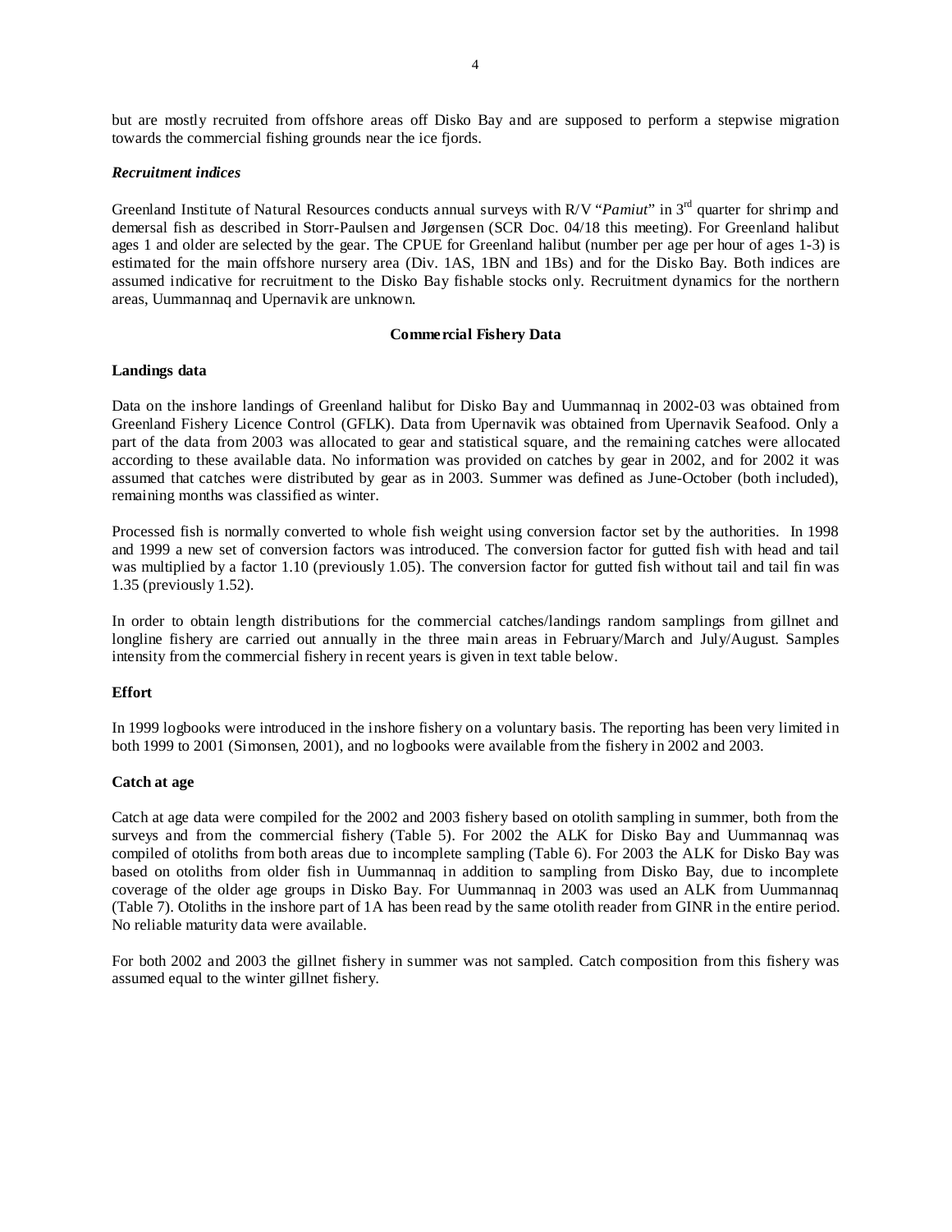but are mostly recruited from offshore areas off Disko Bay and are supposed to perform a stepwise migration towards the commercial fishing grounds near the ice fjords.

### *Recruitment indices*

Greenland Institute of Natural Resources conducts annual surveys with R/V "*Pamiut*" in 3rd quarter for shrimp and demersal fish as described in Storr-Paulsen and Jørgensen (SCR Doc. 04/18 this meeting). For Greenland halibut ages 1 and older are selected by the gear. The CPUE for Greenland halibut (number per age per hour of ages 1-3) is estimated for the main offshore nursery area (Div. 1AS, 1BN and 1Bs) and for the Disko Bay. Both indices are assumed indicative for recruitment to the Disko Bay fishable stocks only. Recruitment dynamics for the northern areas, Uummannaq and Upernavik are unknown.

## Commercial Fishery Data

### Landings data

Data on the inshore landings of Greenland halibut for Disko Bay and Uummannaq in 2002-03 was obtained from Greenland Fishery Licence Control (GFLK). Data from Upernavik was obtained from Upernavik Seafood. Only a part of the data from 2003 was allocated to gear and statistical square, and the remaining catches were allocated according to these available data. No information was provided on catches by gear in 2002, and for 2002 it was assumed that catches were distributed by gear as in 2003. Summer was defined as June-October (both included), remaining months was classified as winter.

Processed fish is normally converted to whole fish weight using conversion factor set by the authorities. In 1998 and 1999 a new set of conversion factors was introduced. The conversion factor for gutted fish with head and tail was multiplied by a factor 1.10 (previously 1.05). The conversion factor for gutted fish without tail and tail fin was 1.35 (previously 1.52).

In order to obtain length distributions for the commercial catches/landings random samplings from gillnet and longline fishery are carried out annually in the three main areas in February/March and July/August. Samples intensity from the commercial fishery in recent years is given in text table below.

### Effort

In 1999 logbooks were introduced in the inshore fishery on a voluntary basis. The reporting has been very limited in both 1999 to 2001 (Simonsen, 2001), and no logbooks were available from the fishery in 2002 and 2003.

### Catch at age

Catch at age data were compiled for the 2002 and 2003 fishery based on otolith sampling in summer, both from the surveys and from the commercial fishery (Table 5). For 2002 the ALK for Disko Bay and Uummannaq was compiled of otoliths from both areas due to incomplete sampling (Table 6). For 2003 the ALK for Disko Bay was based on otoliths from older fish in Uummannaq in addition to sampling from Disko Bay, due to incomplete coverage of the older age groups in Disko Bay. For Uummannaq in 2003 was used an ALK from Uummannaq (Table 7). Otoliths in the inshore part of 1A has been read by the same otolith reader from GINR in the entire period. No reliable maturity data were available.

For both 2002 and 2003 the gillnet fishery in summer was not sampled. Catch composition from this fishery was assumed equal to the winter gillnet fishery.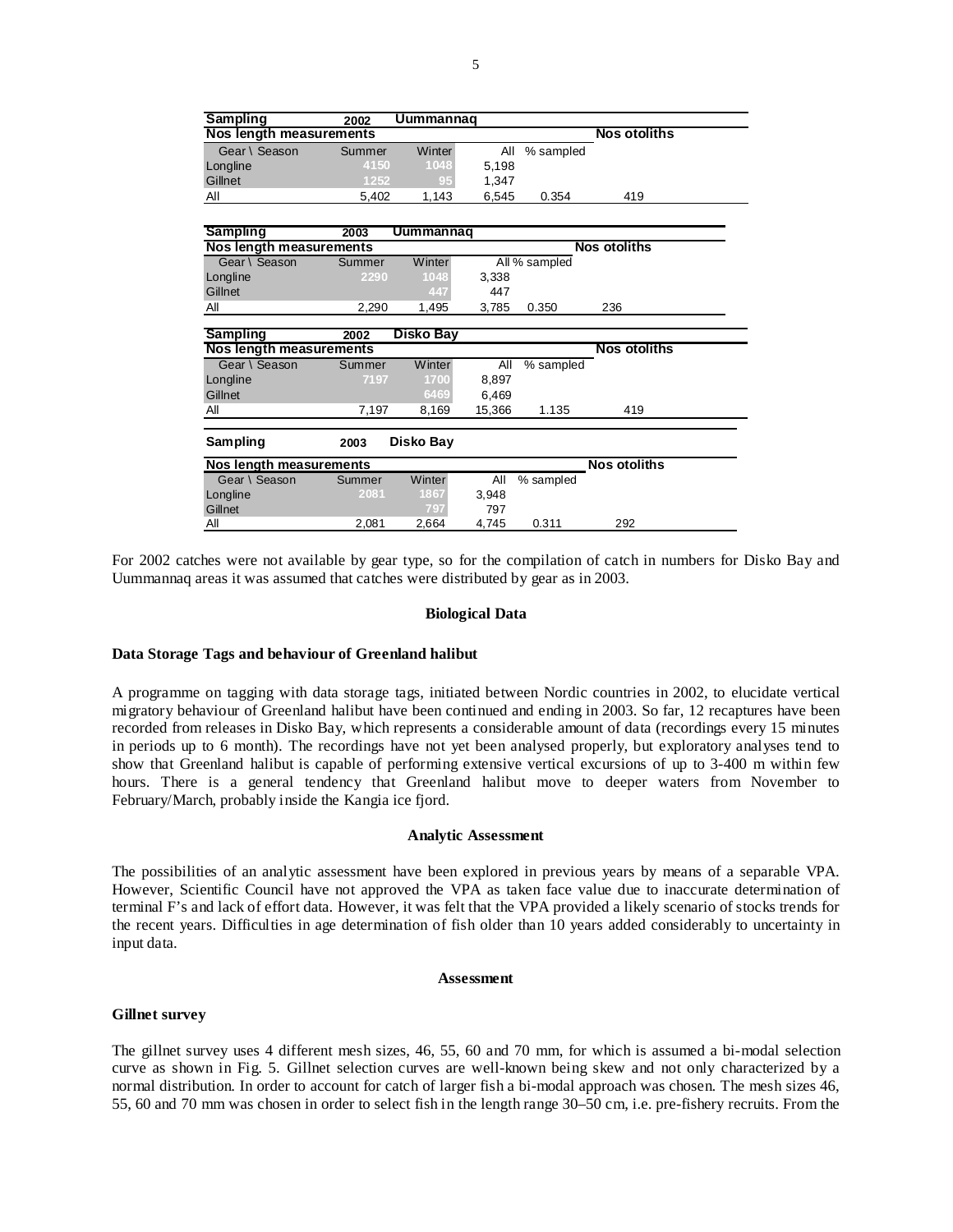| Sampling | 2002 | Uummannaq | | | |
|---|---|---|---|---|---|
| Nos length measurements | | | | | Nos otoliths |
| Gear \ Season | Summer | Winter | All | % sampled | |
| Longline | 4150 | 1048 | 5,198 | | |
| Gillnet | 1252 | 95 | 1,347 | | |
| All | 5,402 | 1,143 | 6,545 | 0.354 | 419 |

| Sampling | 2003 | Uummannaq | | | |
|---|---|---|---|---|---|
| Nos length measurements | | | | | Nos otoliths |
| Gear \ Season | Summer | Winter | All | % sampled | |
| Longline | 2290 | 1048 | 3,338 | | |
| Gillnet | | 447 | 447 | | |
| All | 2,290 | 1,495 | 3,785 | 0.350 | 236 |

| Sampling | 2002 | Disko Bay | | | |
|---|---|---|---|---|---|
| Nos length measurements | | | | | Nos otoliths |
| Gear \ Season | Summer | Winter | All | % sampled | |
| Longline | 7197 | 1700 | 8,897 | | |
| Gillnet | | 6469 | 6,469 | | |
| All | 7,197 | 8,169 | 15,366 | 1.135 | 419 |

| Sampling | 2003 | Disko Bay | | | |
|---|---|---|---|---|---|
| Nos length measurements | | | | | Nos otoliths |
| Gear \ Season | Summer | Winter | All | % sampled | |
| Longline | 2081 | 1867 | 3,948 | | |
| Gillnet | | 797 | 797 | | |
| All | 2,081 | 2,664 | 4,745 | 0.311 | 292 |

For 2002 catches were not available by gear type, so for the compilation of catch in numbers for Disko Bay and Uummannaq areas it was assumed that catches were distributed by gear as in 2003.

## Biological Data

### Data Storage Tags and behaviour of Greenland halibut

A programme on tagging with data storage tags, initiated between Nordic countries in 2002, to elucidate vertical migratory behaviour of Greenland halibut have been continued and ending in 2003. So far, 12 recaptures have been recorded from releases in Disko Bay, which represents a considerable amount of data (recordings every 15 minutes in periods up to 6 month). The recordings have not yet been analysed properly, but exploratory analyses tend to show that Greenland halibut is capable of performing extensive vertical excursions of up to 3-400 m within few hours. There is a general tendency that Greenland halibut move to deeper waters from November to February/March, probably inside the Kangia ice fjord.

## Analytic Assessment

The possibilities of an analytic assessment have been explored in previous years by means of a separable VPA. However, Scientific Council have not approved the VPA as taken face value due to inaccurate determination of terminal F's and lack of effort data. However, it was felt that the VPA provided a likely scenario of stocks trends for the recent years. Difficulties in age determination of fish older than 10 years added considerably to uncertainty in input data.

## Assessment

### Gillnet survey

The gillnet survey uses 4 different mesh sizes, 46, 55, 60 and 70 mm, for which is assumed a bi-modal selection curve as shown in Fig. 5. Gillnet selection curves are well-known being skew and not only characterized by a normal distribution. In order to account for catch of larger fish a bi-modal approach was chosen. The mesh sizes 46, 55, 60 and 70 mm was chosen in order to select fish in the length range 30–50 cm, i.e. pre-fishery recruits. From the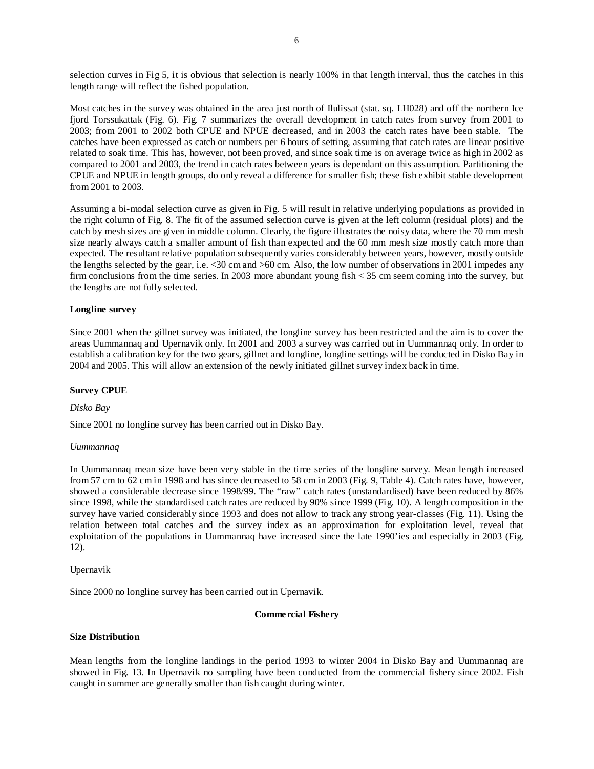selection curves in Fig 5, it is obvious that selection is nearly 100% in that length interval, thus the catches in this length range will reflect the fished population.

Most catches in the survey was obtained in the area just north of Ilulissat (stat. sq. LH028) and off the northern Ice fjord Torssukattak (Fig. 6). Fig. 7 summarizes the overall development in catch rates from survey from 2001 to 2003; from 2001 to 2002 both CPUE and NPUE decreased, and in 2003 the catch rates have been stable. The catches have been expressed as catch or numbers per 6 hours of setting, assuming that catch rates are linear positive related to soak time. This has, however, not been proved, and since soak time is on average twice as high in 2002 as compared to 2001 and 2003, the trend in catch rates between years is dependant on this assumption. Partitioning the CPUE and NPUE in length groups, do only reveal a difference for smaller fish; these fish exhibit stable development from 2001 to 2003.

Assuming a bi-modal selection curve as given in Fig. 5 will result in relative underlying populations as provided in the right column of Fig. 8. The fit of the assumed selection curve is given at the left column (residual plots) and the catch by mesh sizes are given in middle column. Clearly, the figure illustrates the noisy data, where the 70 mm mesh size nearly always catch a smaller amount of fish than expected and the 60 mm mesh size mostly catch more than expected. The resultant relative population subsequently varies considerably between years, however, mostly outside the lengths selected by the gear, i.e. <30 cm and >60 cm. Also, the low number of observations in 2001 impedes any firm conclusions from the time series. In 2003 more abundant young fish < 35 cm seem coming into the survey, but the lengths are not fully selected.

**Longline survey**

Since 2001 when the gillnet survey was initiated, the longline survey has been restricted and the aim is to cover the areas Uummannaq and Upernavik only. In 2001 and 2003 a survey was carried out in Uummannaq only. In order to establish a calibration key for the two gears, gillnet and longline, longline settings will be conducted in Disko Bay in 2004 and 2005. This will allow an extension of the newly initiated gillnet survey index back in time.

**Survey CPUE**

*Disko Bay*

Since 2001 no longline survey has been carried out in Disko Bay.

*Uummannaq*

In Uummannaq mean size have been very stable in the time series of the longline survey. Mean length increased from 57 cm to 62 cm in 1998 and has since decreased to 58 cm in 2003 (Fig. 9, Table 4). Catch rates have, however, showed a considerable decrease since 1998/99. The "raw" catch rates (unstandardised) have been reduced by 86% since 1998, while the standardised catch rates are reduced by 90% since 1999 (Fig. 10). A length composition in the survey have varied considerably since 1993 and does not allow to track any strong year-classes (Fig. 11). Using the relation between total catches and the survey index as an approximation for exploitation level, reveal that exploitation of the populations in Uummannaq have increased since the late 1990'ies and especially in 2003 (Fig. 12).

Upernavik

Since 2000 no longline survey has been carried out in Upernavik.

**Commercial Fishery**

**Size Distribution**

Mean lengths from the longline landings in the period 1993 to winter 2004 in Disko Bay and Uummannaq are showed in Fig. 13. In Upernavik no sampling have been conducted from the commercial fishery since 2002. Fish caught in summer are generally smaller than fish caught during winter.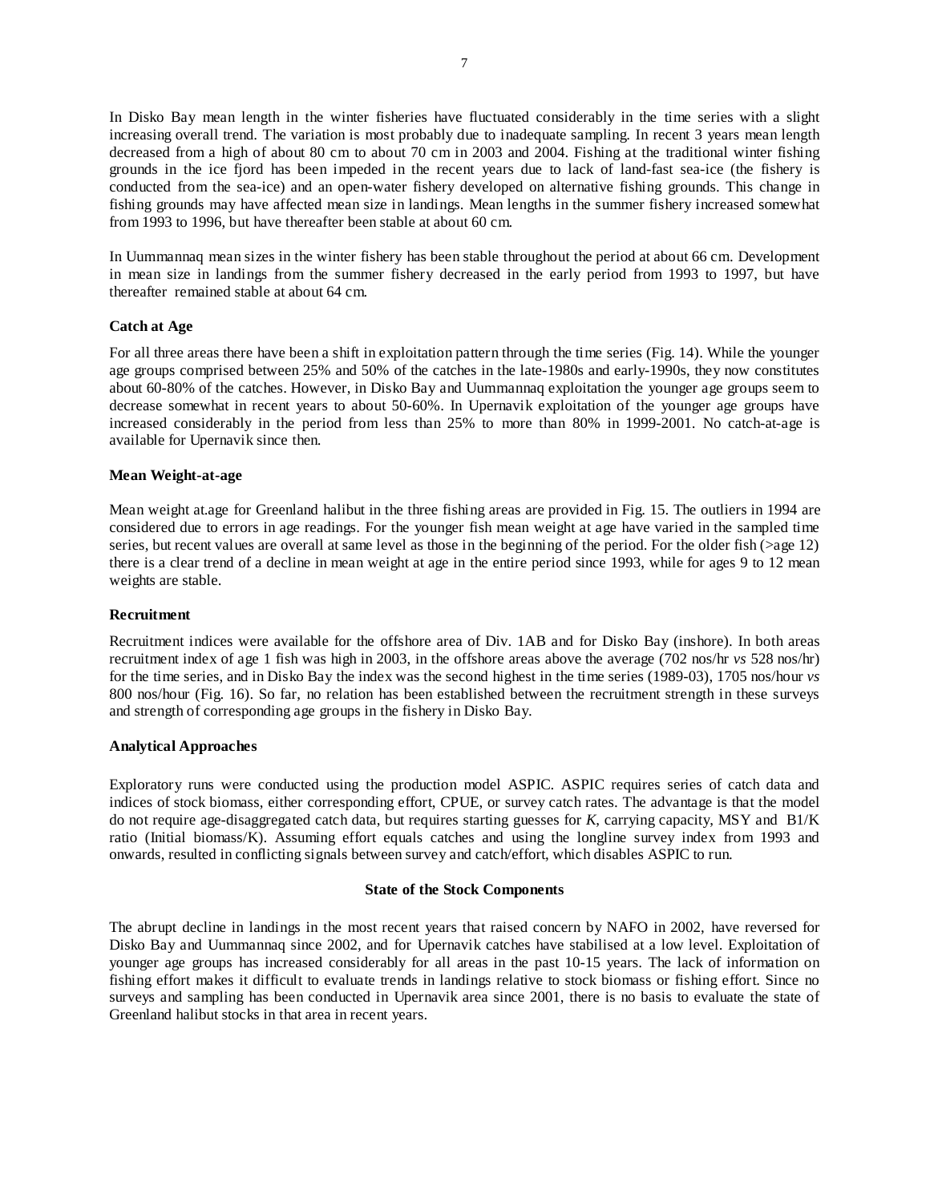In Disko Bay mean length in the winter fisheries have fluctuated considerably in the time series with a slight increasing overall trend. The variation is most probably due to inadequate sampling. In recent 3 years mean length decreased from a high of about 80 cm to about 70 cm in 2003 and 2004. Fishing at the traditional winter fishing grounds in the ice fjord has been impeded in the recent years due to lack of land-fast sea-ice (the fishery is conducted from the sea-ice) and an open-water fishery developed on alternative fishing grounds. This change in fishing grounds may have affected mean size in landings. Mean lengths in the summer fishery increased somewhat from 1993 to 1996, but have thereafter been stable at about 60 cm.

In Uummannaq mean sizes in the winter fishery has been stable throughout the period at about 66 cm. Development in mean size in landings from the summer fishery decreased in the early period from 1993 to 1997, but have thereafter remained stable at about 64 cm.

**Catch at Age**

For all three areas there have been a shift in exploitation pattern through the time series (Fig. 14). While the younger age groups comprised between 25% and 50% of the catches in the late-1980s and early-1990s, they now constitutes about 60-80% of the catches. However, in Disko Bay and Uummannaq exploitation the younger age groups seem to decrease somewhat in recent years to about 50-60%. In Upernavik exploitation of the younger age groups have increased considerably in the period from less than 25% to more than 80% in 1999-2001. No catch-at-age is available for Upernavik since then.

**Mean Weight-at-age**

Mean weight at.age for Greenland halibut in the three fishing areas are provided in Fig. 15. The outliers in 1994 are considered due to errors in age readings. For the younger fish mean weight at age have varied in the sampled time series, but recent values are overall at same level as those in the beginning of the period. For the older fish (>age 12) there is a clear trend of a decline in mean weight at age in the entire period since 1993, while for ages 9 to 12 mean weights are stable.

**Recruitment**

Recruitment indices were available for the offshore area of Div. 1AB and for Disko Bay (inshore). In both areas recruitment index of age 1 fish was high in 2003, in the offshore areas above the average (702 nos/hr *vs* 528 nos/hr) for the time series, and in Disko Bay the index was the second highest in the time series (1989-03), 1705 nos/hour *vs* 800 nos/hour (Fig. 16). So far, no relation has been established between the recruitment strength in these surveys and strength of corresponding age groups in the fishery in Disko Bay.

**Analytical Approaches**

Exploratory runs were conducted using the production model ASPIC. ASPIC requires series of catch data and indices of stock biomass, either corresponding effort, CPUE, or survey catch rates. The advantage is that the model do not require age-disaggregated catch data, but requires starting guesses for $K$, carrying capacity, MSY and B1/K ratio (Initial biomass/K). Assuming effort equals catches and using the longline survey index from 1993 and onwards, resulted in conflicting signals between survey and catch/effort, which disables ASPIC to run.

**State of the Stock Components**

The abrupt decline in landings in the most recent years that raised concern by NAFO in 2002, have reversed for Disko Bay and Uummannaq since 2002, and for Upernavik catches have stabilised at a low level. Exploitation of younger age groups has increased considerably for all areas in the past 10-15 years. The lack of information on fishing effort makes it difficult to evaluate trends in landings relative to stock biomass or fishing effort. Since no surveys and sampling has been conducted in Upernavik area since 2001, there is no basis to evaluate the state of Greenland halibut stocks in that area in recent years.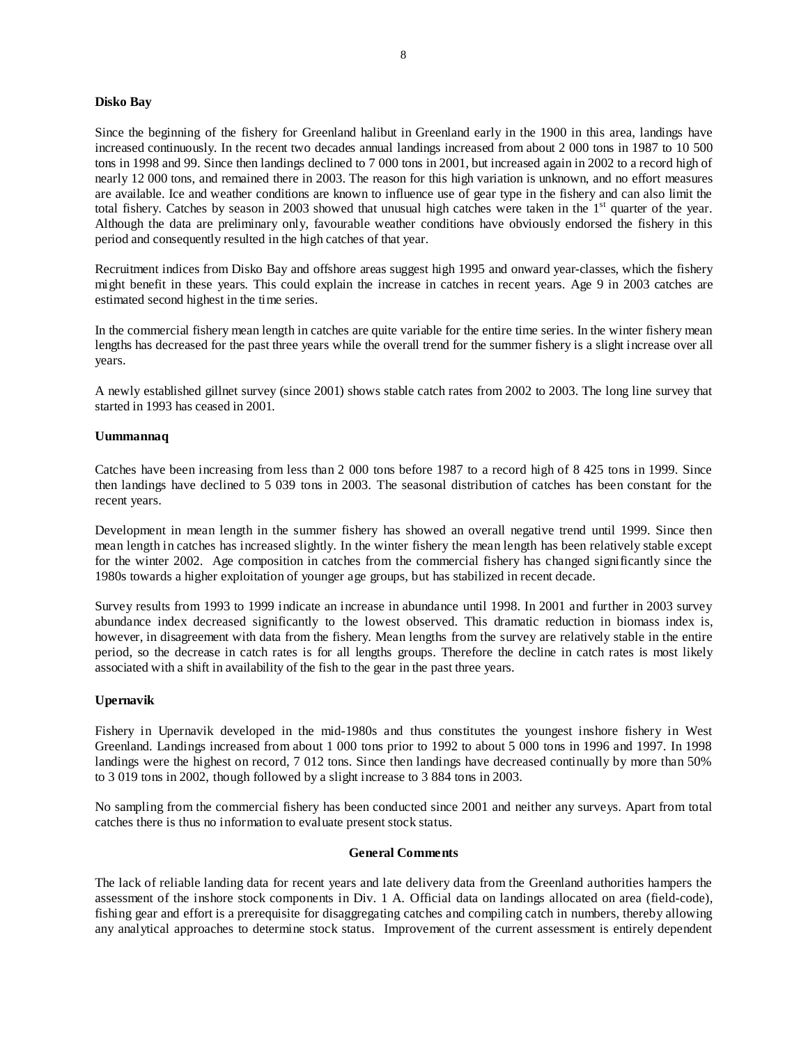**Disko Bay**

Since the beginning of the fishery for Greenland halibut in Greenland early in the 1900 in this area, landings have increased continuously. In the recent two decades annual landings increased from about 2 000 tons in 1987 to 10 500 tons in 1998 and 99. Since then landings declined to 7 000 tons in 2001, but increased again in 2002 to a record high of nearly 12 000 tons, and remained there in 2003. The reason for this high variation is unknown, and no effort measures are available. Ice and weather conditions are known to influence use of gear type in the fishery and can also limit the total fishery. Catches by season in 2003 showed that unusual high catches were taken in the 1st quarter of the year. Although the data are preliminary only, favourable weather conditions have obviously endorsed the fishery in this period and consequently resulted in the high catches of that year.

Recruitment indices from Disko Bay and offshore areas suggest high 1995 and onward year-classes, which the fishery might benefit in these years. This could explain the increase in catches in recent years. Age 9 in 2003 catches are estimated second highest in the time series.

In the commercial fishery mean length in catches are quite variable for the entire time series. In the winter fishery mean lengths has decreased for the past three years while the overall trend for the summer fishery is a slight increase over all years.

A newly established gillnet survey (since 2001) shows stable catch rates from 2002 to 2003. The long line survey that started in 1993 has ceased in 2001.

**Uummannaq**

Catches have been increasing from less than 2 000 tons before 1987 to a record high of 8 425 tons in 1999. Since then landings have declined to 5 039 tons in 2003. The seasonal distribution of catches has been constant for the recent years.

Development in mean length in the summer fishery has showed an overall negative trend until 1999. Since then mean length in catches has increased slightly. In the winter fishery the mean length has been relatively stable except for the winter 2002. Age composition in catches from the commercial fishery has changed significantly since the 1980s towards a higher exploitation of younger age groups, but has stabilized in recent decade.

Survey results from 1993 to 1999 indicate an increase in abundance until 1998. In 2001 and further in 2003 survey abundance index decreased significantly to the lowest observed. This dramatic reduction in biomass index is, however, in disagreement with data from the fishery. Mean lengths from the survey are relatively stable in the entire period, so the decrease in catch rates is for all lengths groups. Therefore the decline in catch rates is most likely associated with a shift in availability of the fish to the gear in the past three years.

**Upernavik**

Fishery in Upernavik developed in the mid-1980s and thus constitutes the youngest inshore fishery in West Greenland. Landings increased from about 1 000 tons prior to 1992 to about 5 000 tons in 1996 and 1997. In 1998 landings were the highest on record, 7 012 tons. Since then landings have decreased continually by more than 50% to 3 019 tons in 2002, though followed by a slight increase to 3 884 tons in 2003.

No sampling from the commercial fishery has been conducted since 2001 and neither any surveys. Apart from total catches there is thus no information to evaluate present stock status.

## General Comments

The lack of reliable landing data for recent years and late delivery data from the Greenland authorities hampers the assessment of the inshore stock components in Div. 1 A. Official data on landings allocated on area (field-code), fishing gear and effort is a prerequisite for disaggregating catches and compiling catch in numbers, thereby allowing any analytical approaches to determine stock status. Improvement of the current assessment is entirely dependent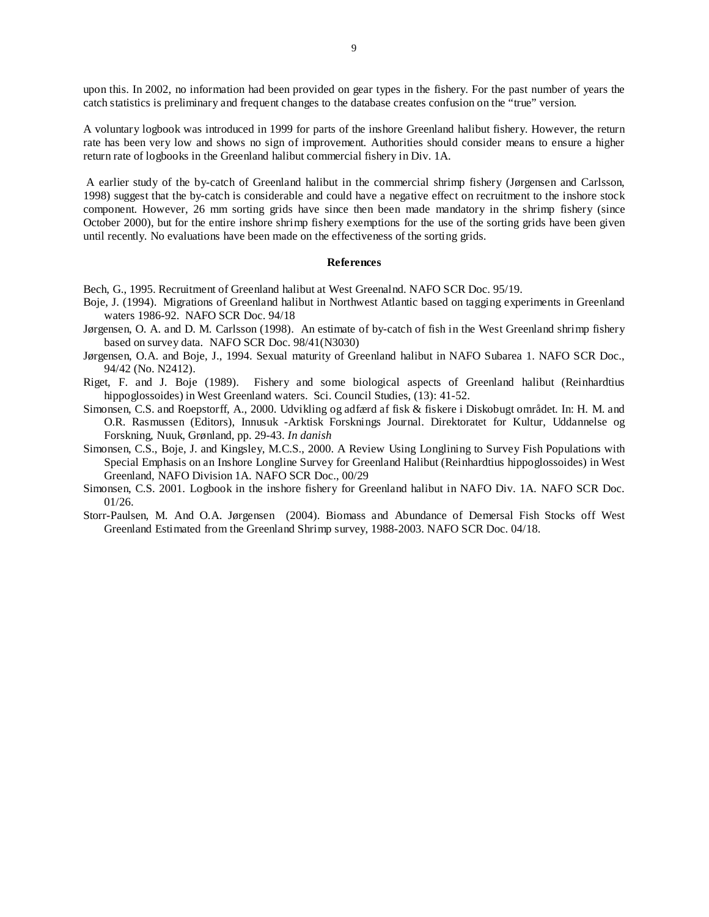upon this. In 2002, no information had been provided on gear types in the fishery. For the past number of years the catch statistics is preliminary and frequent changes to the database creates confusion on the "true" version.

A voluntary logbook was introduced in 1999 for parts of the inshore Greenland halibut fishery. However, the return rate has been very low and shows no sign of improvement. Authorities should consider means to ensure a higher return rate of logbooks in the Greenland halibut commercial fishery in Div. 1A.

A earlier study of the by-catch of Greenland halibut in the commercial shrimp fishery (Jørgensen and Carlsson, 1998) suggest that the by-catch is considerable and could have a negative effect on recruitment to the inshore stock component. However, 26 mm sorting grids have since then been made mandatory in the shrimp fishery (since October 2000), but for the entire inshore shrimp fishery exemptions for the use of the sorting grids have been given until recently. No evaluations have been made on the effectiveness of the sorting grids.

## References

Bech, G., 1995. Recruitment of Greenland halibut at West Greenalnd. NAFO SCR Doc. 95/19.

Boje, J. (1994). Migrations of Greenland halibut in Northwest Atlantic based on tagging experiments in Greenland waters 1986-92. NAFO SCR Doc. 94/18

Jørgensen, O. A. and D. M. Carlsson (1998). An estimate of by-catch of fish in the West Greenland shrimp fishery based on survey data. NAFO SCR Doc. 98/41(N3030)

Jørgensen, O.A. and Boje, J., 1994. Sexual maturity of Greenland halibut in NAFO Subarea 1. NAFO SCR Doc., 94/42 (No. N2412).

Riget, F. and J. Boje (1989). Fishery and some biological aspects of Greenland halibut (Reinhardtius hippoglossoides) in West Greenland waters. Sci. Council Studies, (13): 41-52.

Simonsen, C.S. and Roepstorff, A., 2000. Udvikling og adfærd af fisk & fiskere i Diskobugt området. In: H. M. and O.R. Rasmussen (Editors), Innusuk -Arktisk Forsknings Journal. Direktoratet for Kultur, Uddannelse og Forskning, Nuuk, Grønland, pp. 29-43. *In danish*

Simonsen, C.S., Boje, J. and Kingsley, M.C.S., 2000. A Review Using Longlining to Survey Fish Populations with Special Emphasis on an Inshore Longline Survey for Greenland Halibut (Reinhardtius hippoglossoides) in West Greenland, NAFO Division 1A. NAFO SCR Doc., 00/29

Simonsen, C.S. 2001. Logbook in the inshore fishery for Greenland halibut in NAFO Div. 1A. NAFO SCR Doc. 01/26.

Storr-Paulsen, M. And O.A. Jørgensen (2004). Biomass and Abundance of Demersal Fish Stocks off West Greenland Estimated from the Greenland Shrimp survey, 1988-2003. NAFO SCR Doc. 04/18.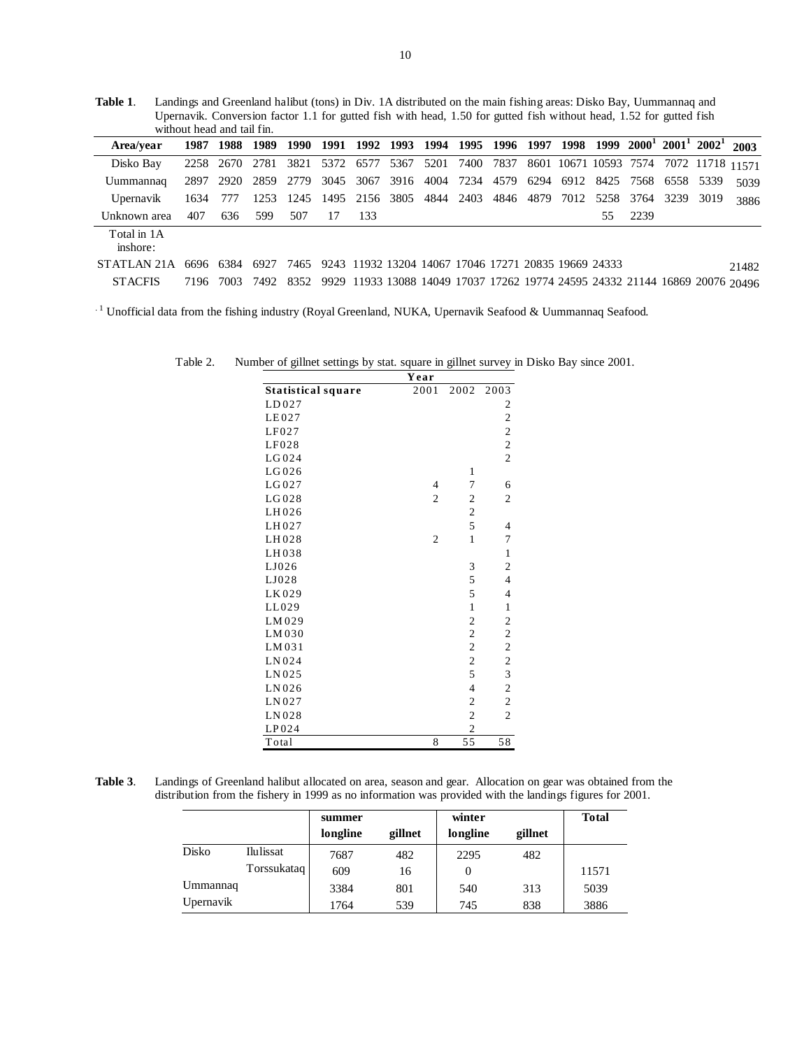**Table 1**. Landings and Greenland halibut (tons) in Div. 1A distributed on the main fishing areas: Disko Bay, Uummannaq and Upernavik. Conversion factor 1.1 for gutted fish with head, 1.50 for gutted fish without head, 1.52 for gutted fish without head and tail fin.

| Area/year | 1987 | 1988 | 1989 | 1990 | 1991 | 1992 | 1993 | 1994 | 1995 | 1996 | 1997 | 1998 | 1999 | 2000[1] | 2001[1] | 2002[1] | 2003 |
|---|---|---|---|---|---|---|---|---|---|---|---|---|---|---|---|---|---|
| Disko Bay | 2258 | 2670 | 2781 | 3821 | 5372 | 6577 | 5367 | 5201 | 7400 | 7837 | 8601 | 10671 | 10593 | 7574 | 7072 | 11718 | 11571 |
| Uummannaq | 2897 | 2920 | 2859 | 2779 | 3045 | 3067 | 3916 | 4004 | 7234 | 4579 | 6294 | 6912 | 8425 | 7568 | 6558 | 5339 | 5039 |
| Upernavik | 1634 | 777 | 1253 | 1245 | 1495 | 2156 | 3805 | 4844 | 2403 | 4846 | 4879 | 7012 | 5258 | 3764 | 3239 | 3019 | 3886 |
| Unknown area | 407 | 636 | 599 | 507 | 17 | 133 | | | | | | | 55 | 2239 | | | |
| Total in 1A inshore: | | | | | | | | | | | | | | | | | |
| STATLAN 21A | 6696 | 6384 | 6927 | 7465 | 9243 | 11932 | 13204 | 14067 | 17046 | 17271 | 20835 | 19669 | 24333 | | | | 21482 |
| STACFIS | 7196 | 7003 | 7492 | 8352 | 9929 | 11933 | 13088 | 14049 | 17037 | 17262 | 19774 | 24595 | 24332 | 21144 | 16869 | 20076 | 20496 |

[1] Unofficial data from the fishing industry (Royal Greenland, NUKA, Upernavik Seafood & Uummannaq Seafood.

Table 2. Number of gillnet settings by stat. square in gillnet survey in Disko Bay since 2001.

| | Year | | |
|---|---|---|---|
| **Statistical square** | 2001 | 2002 | 2003 |
| LD027 | | | 2 |
| LE027 | | | 2 |
| LF027 | | | 2 |
| LF028 | | | 2 |
| LG024 | | | 2 |
| LG026 | | 1 | |
| LG027 | 4 | 7 | 6 |
| LG028 | 2 | 2 | 2 |
| LH026 | | 2 | |
| LH027 | | 5 | 4 |
| LH028 | 2 | 1 | 7 |
| LH038 | | | 1 |
| LJ026 | | 3 | 2 |
| LJ028 | | 5 | 4 |
| LK029 | | 5 | 4 |
| LL029 | | 1 | 1 |
| LM029 | | 2 | 2 |
| LM030 | | 2 | 2 |
| LM031 | | 2 | 2 |
| LN024 | | 2 | 2 |
| LN025 | | 5 | 3 |
| LN026 | | 4 | 2 |
| LN027 | | 2 | 2 |
| LN028 | | 2 | 2 |
| LP024 | | 2 | |
| Total | 8 | 55 | 58 |

**Table 3**. Landings of Greenland halibut allocated on area, season and gear. Allocation on gear was obtained from the distribution from the fishery in 1999 as no information was provided with the landings figures for 2001.

| | | summer | | winter | | Total |
|---|---|---|---|---|---|---|
| | | **longline** | **gillnet** | **longline** | **gillnet** | |
| Disko | Ilulissat | 7687 | 482 | 2295 | 482 | |
| | Torssukataq | 609 | 16 | 0 | | 11571 |
| Ummannaq | | 3384 | 801 | 540 | 313 | 5039 |
| Upernavik | | 1764 | 539 | 745 | 838 | 3886 |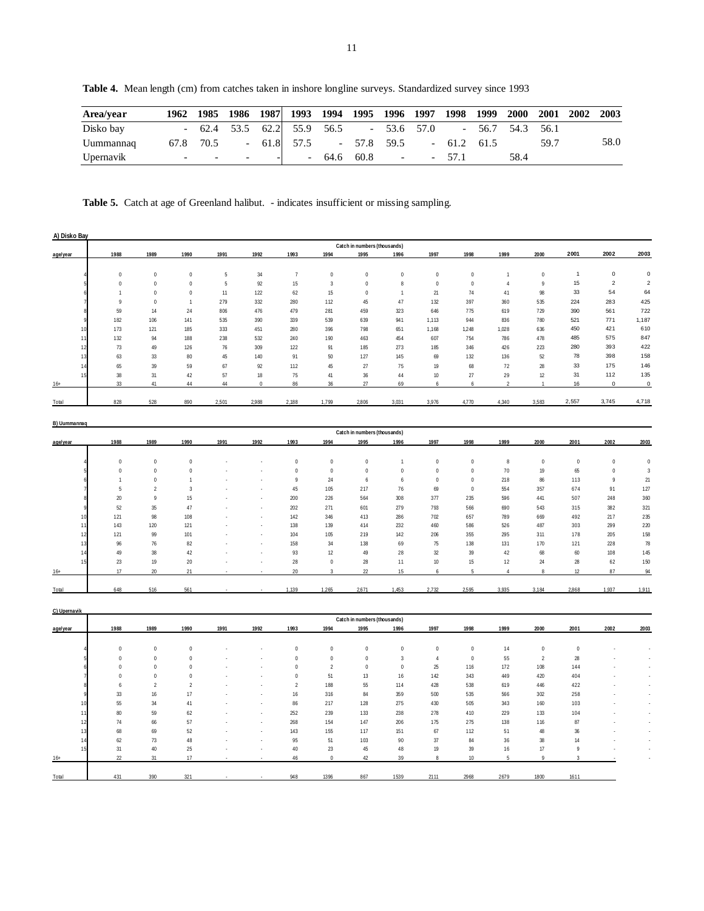**Table 4.** Mean length (cm) from catches taken in inshore longline surveys. Standardized survey since 1993

| Area/year | 1962 | 1985 | 1986 | 1987 | 1993 | 1994 | 1995 | 1996 | 1997 | 1998 | 1999 | 2000 | 2001 | 2002 | 2003 |
|---|---|---|---|---|---|---|---|---|---|---|---|---|---|---|---|
| Disko bay | - | 62.4 | 53.5 | 62.2 | 55.9 | 56.5 | - | 53.6 | 57.0 | - | 56.7 | 54.3 | 56.1 | | |
| Uummannaq | 67.8 | 70.5 | - | 61.8 | 57.5 | - | 57.8 | 59.5 | - | 61.2 | 61.5 | | 59.7 | | 58.0 |
| Upernavik | - | - | - | - | - | 64.6 | 60.8 | - | - | 57.1 | | 58.4 | | | |

**Table 5.** Catch at age of Greenland halibut. - indicates insufficient or missing sampling.

**A) Disko Bay**

Catch in numbers (thousands)

| age/year | 1988 | 1989 | 1990 | 1991 | 1992 | 1993 | 1994 | 1995 | 1996 | 1997 | 1998 | 1999 | 2000 | 2001 | 2002 | 2003 |
|---|---|---|---|---|---|---|---|---|---|---|---|---|---|---|---|---|
| 4 | 0 | 0 | 0 | 5 | 34 | 7 | 0 | 0 | 0 | 0 | 0 | 1 | 0 | 1 | 0 | 0 |
| 5 | 0 | 0 | 0 | 5 | 92 | 15 | 3 | 0 | 8 | 0 | 0 | 4 | 9 | 15 | 2 | 2 |
| 6 | 1 | 0 | 0 | 11 | 122 | 62 | 15 | 0 | 1 | 21 | 74 | 41 | 98 | 33 | 54 | 64 |
| 7 | 9 | 0 | 1 | 279 | 332 | 280 | 112 | 45 | 47 | 132 | 397 | 360 | 535 | 224 | 283 | 425 |
| 8 | 59 | 14 | 24 | 806 | 476 | 479 | 281 | 459 | 323 | 646 | 775 | 619 | 729 | 390 | 561 | 722 |
| 9 | 182 | 106 | 141 | 535 | 390 | 339 | 539 | 639 | 941 | 1,113 | 944 | 836 | 780 | 521 | 771 | 1,187 |
| 10 | 173 | 121 | 185 | 333 | 451 | 280 | 396 | 798 | 651 | 1,168 | 1,248 | 1,028 | 636 | 450 | 421 | 610 |
| 11 | 132 | 94 | 188 | 238 | 532 | 240 | 190 | 463 | 454 | 607 | 754 | 786 | 478 | 485 | 575 | 847 |
| 12 | 73 | 49 | 126 | 76 | 309 | 122 | 91 | 185 | 273 | 185 | 346 | 426 | 223 | 280 | 393 | 422 |
| 13 | 63 | 33 | 80 | 45 | 140 | 91 | 50 | 127 | 145 | 69 | 132 | 136 | 52 | 78 | 398 | 158 |
| 14 | 65 | 39 | 59 | 67 | 92 | 112 | 45 | 27 | 75 | 19 | 68 | 72 | 28 | 33 | 175 | 146 |
| 15 | 38 | 31 | 42 | 57 | 18 | 75 | 41 | 36 | 44 | 10 | 27 | 29 | 12 | 31 | 112 | 135 |
| 16+ | 33 | 41 | 44 | 44 | 0 | 86 | 36 | 27 | 69 | 6 | 6 | 2 | 1 | 16 | 0 | 0 |
| Total | 828 | 528 | 890 | 2,501 | 2,988 | 2,188 | 1,799 | 2,806 | 3,031 | 3,976 | 4,770 | 4,340 | 3,583 | 2,557 | 3,745 | 4,718 |

**B) Uummannaq**

Catch in numbers (thousands)

| age/year | 1988 | 1989 | 1990 | 1991 | 1992 | 1993 | 1994 | 1995 | 1996 | 1997 | 1998 | 1999 | 2000 | 2001 | 2002 | 2003 |
|---|---|---|---|---|---|---|---|---|---|---|---|---|---|---|---|---|
| 4 | 0 | 0 | 0 | - | - | 0 | 0 | 0 | 1 | 0 | 0 | 8 | 0 | 0 | 0 | 0 |
| 5 | 0 | 0 | 0 | - | - | 0 | 0 | 0 | 0 | 0 | 0 | 70 | 19 | 65 | 0 | 3 |
| 6 | 1 | 0 | 1 | - | - | 9 | 24 | 6 | 6 | 0 | 0 | 218 | 86 | 113 | 9 | 21 |
| 7 | 5 | 2 | 3 | - | - | 45 | 105 | 217 | 76 | 69 | 0 | 554 | 357 | 674 | 91 | 127 |
| 8 | 20 | 9 | 15 | - | - | 200 | 226 | 564 | 308 | 377 | 235 | 596 | 441 | 507 | 248 | 360 |
| 9 | 52 | 35 | 47 | - | - | 202 | 271 | 601 | 279 | 793 | 566 | 690 | 543 | 315 | 382 | 321 |
| 10 | 121 | 98 | 108 | - | - | 142 | 346 | 413 | 286 | 702 | 657 | 789 | 669 | 492 | 217 | 235 |
| 11 | 143 | 120 | 121 | - | - | 138 | 139 | 414 | 232 | 460 | 586 | 526 | 487 | 303 | 299 | 220 |
| 12 | 121 | 99 | 101 | - | - | 104 | 105 | 219 | 142 | 206 | 355 | 295 | 311 | 178 | 205 | 158 |
| 13 | 96 | 76 | 82 | - | - | 158 | 34 | 138 | 69 | 75 | 138 | 131 | 170 | 121 | 228 | 78 |
| 14 | 49 | 38 | 42 | - | - | 93 | 12 | 49 | 28 | 32 | 39 | 42 | 68 | 60 | 108 | 145 |
| 15 | 23 | 19 | 20 | - | - | 28 | 0 | 28 | 11 | 10 | 15 | 12 | 24 | 28 | 62 | 150 |
| 16+ | 17 | 20 | 21 | - | - | 20 | 3 | 22 | 15 | 6 | 5 | 4 | 8 | 12 | 87 | 94 |
| Total | 648 | 516 | 561 | - | - | 1,139 | 1,265 | 2,671 | 1,453 | 2,732 | 2,595 | 3,935 | 3,184 | 2,868 | 1,937 | 1,911 |

**C) Upernavik**

Catch in numbers (thousands)

| age/year | 1988 | 1989 | 1990 | 1991 | 1992 | 1993 | 1994 | 1995 | 1996 | 1997 | 1998 | 1999 | 2000 | 2001 | 2002 | 2003 |
|---|---|---|---|---|---|---|---|---|---|---|---|---|---|---|---|---|
| 4 | 0 | 0 | 0 | - | - | 0 | 0 | 0 | 0 | 0 | 0 | 14 | 0 | 0 | - | - |
| 5 | 0 | 0 | 0 | - | - | 0 | 0 | 0 | 3 | 4 | 0 | 55 | 2 | 28 | - | - |
| 6 | 0 | 0 | 0 | - | - | 0 | 2 | 0 | 0 | 25 | 116 | 172 | 108 | 144 | - | - |
| 7 | 0 | 0 | 0 | - | - | 0 | 51 | 13 | 16 | 142 | 343 | 449 | 420 | 404 | - | - |
| 8 | 6 | 2 | 2 | - | - | 2 | 188 | 55 | 114 | 428 | 538 | 619 | 446 | 422 | - | - |
| 9 | 33 | 16 | 17 | - | - | 16 | 316 | 84 | 359 | 500 | 535 | 566 | 302 | 258 | - | - |
| 10 | 55 | 34 | 41 | - | - | 86 | 217 | 128 | 275 | 430 | 505 | 343 | 160 | 103 | - | - |
| 11 | 80 | 59 | 62 | - | - | 252 | 239 | 133 | 238 | 278 | 410 | 229 | 133 | 104 | - | - |
| 12 | 74 | 66 | 57 | - | - | 268 | 154 | 147 | 206 | 175 | 275 | 138 | 116 | 87 | - | - |
| 13 | 68 | 69 | 52 | - | - | 143 | 155 | 117 | 151 | 67 | 112 | 51 | 48 | 36 | - | - |
| 14 | 62 | 73 | 48 | - | - | 95 | 51 | 103 | 90 | 37 | 84 | 36 | 38 | 14 | - | - |
| 15 | 31 | 40 | 25 | - | - | 40 | 23 | 45 | 48 | 19 | 39 | 16 | 17 | 9 | - | - |
| 16+ | 22 | 31 | 17 | - | - | 46 | 0 | 42 | 39 | 8 | 10 | 5 | 9 | 3 | - | - |
| Total | 431 | 390 | 321 | - | - | 948 | 1396 | 867 | 1539 | 2111 | 2968 | 2679 | 1800 | 1611 | | |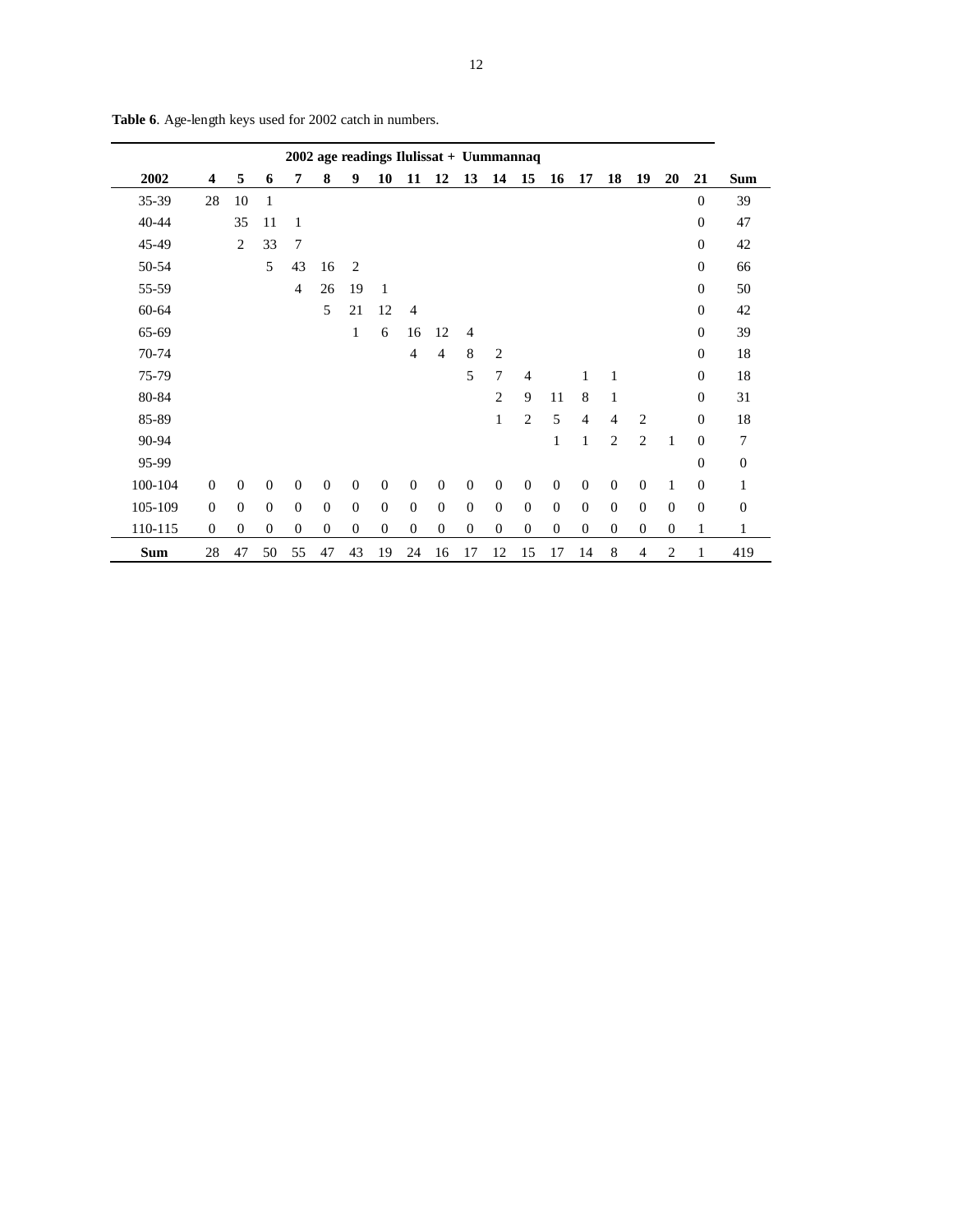**Table 6**. Age-length keys used for 2002 catch in numbers.

| | 2002 age readings Ilulissat + Uummannaq | | | | | | | | | | | | | | | | | | |
|---|---|---|---|---|---|---|---|---|---|---|---|---|---|---|---|---|---|---|---|
| **2002** | **4** | **5** | **6** | **7** | **8** | **9** | **10** | **11** | **12** | **13** | **14** | **15** | **16** | **17** | **18** | **19** | **20** | **21** | **Sum** |
| 35-39 | 28 | 10 | 1 | | | | | | | | | | | | | | | 0 | 39 |
| 40-44 | | 35 | 11 | 1 | | | | | | | | | | | | | | 0 | 47 |
| 45-49 | | 2 | 33 | 7 | | | | | | | | | | | | | | 0 | 42 |
| 50-54 | | | 5 | 43 | 16 | 2 | | | | | | | | | | | | 0 | 66 |
| 55-59 | | | | 4 | 26 | 19 | 1 | | | | | | | | | | | 0 | 50 |
| 60-64 | | | | | 5 | 21 | 12 | 4 | | | | | | | | | | 0 | 42 |
| 65-69 | | | | | | 1 | 6 | 16 | 12 | 4 | | | | | | | | 0 | 39 |
| 70-74 | | | | | | | | 4 | 4 | 8 | 2 | | | | | | | 0 | 18 |
| 75-79 | | | | | | | | | | 5 | 7 | 4 | | 1 | 1 | | | 0 | 18 |
| 80-84 | | | | | | | | | | | 2 | 9 | 11 | 8 | 1 | | | 0 | 31 |
| 85-89 | | | | | | | | | | | 1 | 2 | 5 | 4 | 4 | 2 | | 0 | 18 |
| 90-94 | | | | | | | | | | | | | 1 | 1 | 2 | 2 | 1 | 0 | 7 |
| 95-99 | | | | | | | | | | | | | | | | | | 0 | 0 |
| 100-104 | 0 | 0 | 0 | 0 | 0 | 0 | 0 | 0 | 0 | 0 | 0 | 0 | 0 | 0 | 0 | 0 | 1 | 0 | 1 |
| 105-109 | 0 | 0 | 0 | 0 | 0 | 0 | 0 | 0 | 0 | 0 | 0 | 0 | 0 | 0 | 0 | 0 | 0 | 0 | 0 |
| 110-115 | 0 | 0 | 0 | 0 | 0 | 0 | 0 | 0 | 0 | 0 | 0 | 0 | 0 | 0 | 0 | 0 | 0 | 1 | 1 |
| **Sum** | 28 | 47 | 50 | 55 | 47 | 43 | 19 | 24 | 16 | 17 | 12 | 15 | 17 | 14 | 8 | 4 | 2 | 1 | 419 |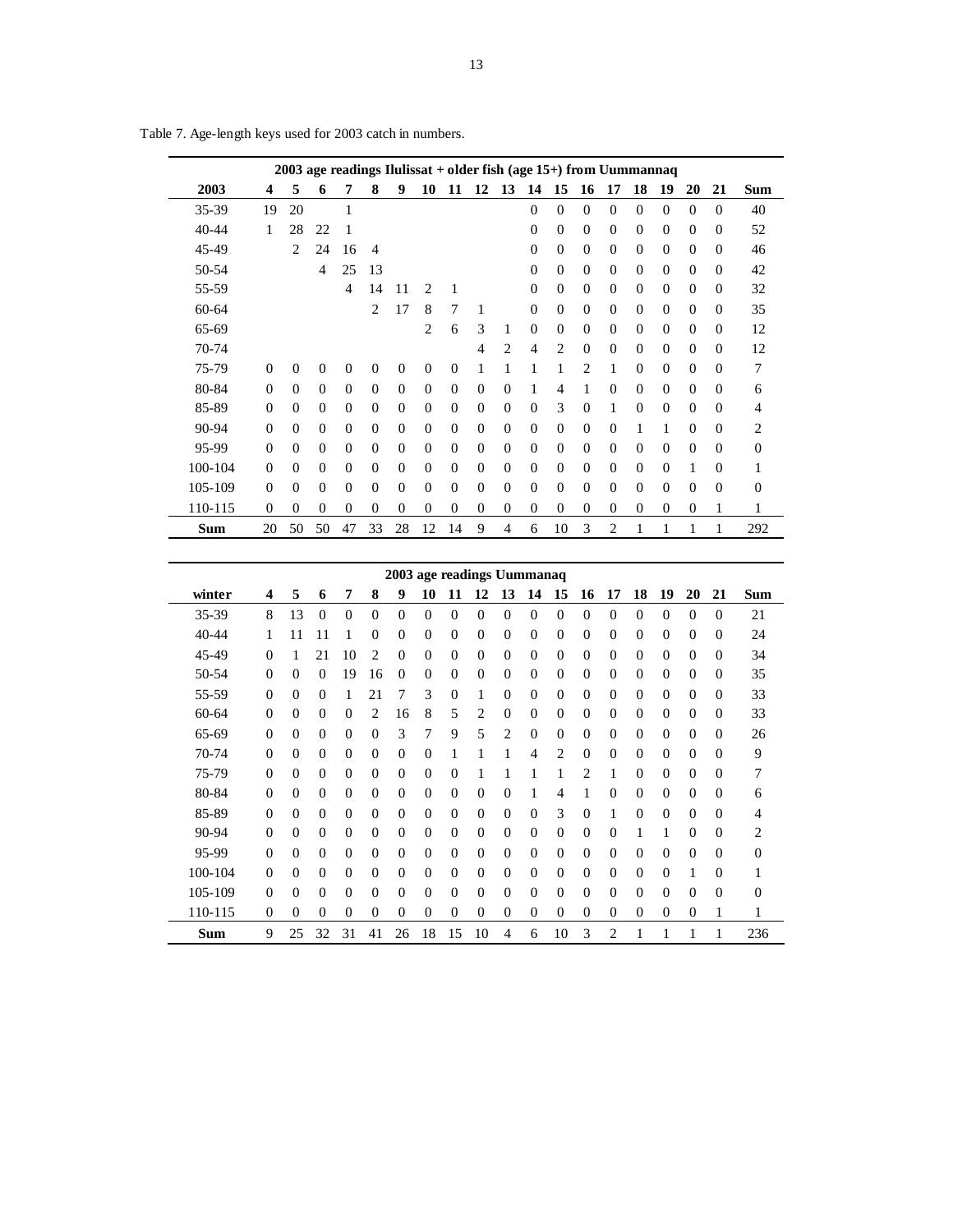Table 7. Age-length keys used for 2003 catch in numbers.

| 2003 age readings Ilulissat + older fish (age 15+) from Uummannaq | | | | | | | | | | | | | | | | | | | |
|---|---|---|---|---|---|---|---|---|---|---|---|---|---|---|---|---|---|---|---|
| 2003 | 4 | 5 | 6 | 7 | 8 | 9 | 10 | 11 | 12 | 13 | 14 | 15 | 16 | 17 | 18 | 19 | 20 | 21 | Sum |
| 35-39 | 19 | 20 | | 1 | | | | | | | 0 | 0 | 0 | 0 | 0 | 0 | 0 | 0 | 40 |
| 40-44 | 1 | 28 | 22 | 1 | | | | | | | 0 | 0 | 0 | 0 | 0 | 0 | 0 | 0 | 52 |
| 45-49 | | 2 | 24 | 16 | 4 | | | | | | 0 | 0 | 0 | 0 | 0 | 0 | 0 | 0 | 46 |
| 50-54 | | | 4 | 25 | 13 | | | | | | 0 | 0 | 0 | 0 | 0 | 0 | 0 | 0 | 42 |
| 55-59 | | | | 4 | 14 | 11 | 2 | 1 | | | 0 | 0 | 0 | 0 | 0 | 0 | 0 | 0 | 32 |
| 60-64 | | | | | 2 | 17 | 8 | 7 | 1 | | 0 | 0 | 0 | 0 | 0 | 0 | 0 | 0 | 35 |
| 65-69 | | | | | | | 2 | 6 | 3 | 1 | 0 | 0 | 0 | 0 | 0 | 0 | 0 | 0 | 12 |
| 70-74 | | | | | | | | | 4 | 2 | 4 | 2 | 0 | 0 | 0 | 0 | 0 | 0 | 12 |
| 75-79 | 0 | 0 | 0 | 0 | 0 | 0 | 0 | 0 | 1 | 1 | 1 | 1 | 2 | 1 | 0 | 0 | 0 | 0 | 7 |
| 80-84 | 0 | 0 | 0 | 0 | 0 | 0 | 0 | 0 | 0 | 0 | 1 | 4 | 1 | 0 | 0 | 0 | 0 | 0 | 6 |
| 85-89 | 0 | 0 | 0 | 0 | 0 | 0 | 0 | 0 | 0 | 0 | 0 | 3 | 0 | 1 | 0 | 0 | 0 | 0 | 4 |
| 90-94 | 0 | 0 | 0 | 0 | 0 | 0 | 0 | 0 | 0 | 0 | 0 | 0 | 0 | 0 | 1 | 1 | 0 | 0 | 2 |
| 95-99 | 0 | 0 | 0 | 0 | 0 | 0 | 0 | 0 | 0 | 0 | 0 | 0 | 0 | 0 | 0 | 0 | 0 | 0 | 0 |
| 100-104 | 0 | 0 | 0 | 0 | 0 | 0 | 0 | 0 | 0 | 0 | 0 | 0 | 0 | 0 | 0 | 0 | 1 | 0 | 1 |
| 105-109 | 0 | 0 | 0 | 0 | 0 | 0 | 0 | 0 | 0 | 0 | 0 | 0 | 0 | 0 | 0 | 0 | 0 | 0 | 0 |
| 110-115 | 0 | 0 | 0 | 0 | 0 | 0 | 0 | 0 | 0 | 0 | 0 | 0 | 0 | 0 | 0 | 0 | 0 | 1 | 1 |
| Sum | 20 | 50 | 50 | 47 | 33 | 28 | 12 | 14 | 9 | 4 | 6 | 10 | 3 | 2 | 1 | 1 | 1 | 1 | 292 |

| 2003 age readings Uummanaq | | | | | | | | | | | | | | | | | | | |
|---|---|---|---|---|---|---|---|---|---|---|---|---|---|---|---|---|---|---|---|
| winter | 4 | 5 | 6 | 7 | 8 | 9 | 10 | 11 | 12 | 13 | 14 | 15 | 16 | 17 | 18 | 19 | 20 | 21 | Sum |
| 35-39 | 8 | 13 | 0 | 0 | 0 | 0 | 0 | 0 | 0 | 0 | 0 | 0 | 0 | 0 | 0 | 0 | 0 | 0 | 21 |
| 40-44 | 1 | 11 | 11 | 1 | 0 | 0 | 0 | 0 | 0 | 0 | 0 | 0 | 0 | 0 | 0 | 0 | 0 | 0 | 24 |
| 45-49 | 0 | 1 | 21 | 10 | 2 | 0 | 0 | 0 | 0 | 0 | 0 | 0 | 0 | 0 | 0 | 0 | 0 | 0 | 34 |
| 50-54 | 0 | 0 | 0 | 19 | 16 | 0 | 0 | 0 | 0 | 0 | 0 | 0 | 0 | 0 | 0 | 0 | 0 | 0 | 35 |
| 55-59 | 0 | 0 | 0 | 1 | 21 | 7 | 3 | 0 | 1 | 0 | 0 | 0 | 0 | 0 | 0 | 0 | 0 | 0 | 33 |
| 60-64 | 0 | 0 | 0 | 0 | 2 | 16 | 8 | 5 | 2 | 0 | 0 | 0 | 0 | 0 | 0 | 0 | 0 | 0 | 33 |
| 65-69 | 0 | 0 | 0 | 0 | 0 | 3 | 7 | 9 | 5 | 2 | 0 | 0 | 0 | 0 | 0 | 0 | 0 | 0 | 26 |
| 70-74 | 0 | 0 | 0 | 0 | 0 | 0 | 0 | 1 | 1 | 1 | 4 | 2 | 0 | 0 | 0 | 0 | 0 | 0 | 9 |
| 75-79 | 0 | 0 | 0 | 0 | 0 | 0 | 0 | 0 | 1 | 1 | 1 | 1 | 2 | 1 | 0 | 0 | 0 | 0 | 7 |
| 80-84 | 0 | 0 | 0 | 0 | 0 | 0 | 0 | 0 | 0 | 0 | 1 | 4 | 1 | 0 | 0 | 0 | 0 | 0 | 6 |
| 85-89 | 0 | 0 | 0 | 0 | 0 | 0 | 0 | 0 | 0 | 0 | 0 | 3 | 0 | 1 | 0 | 0 | 0 | 0 | 4 |
| 90-94 | 0 | 0 | 0 | 0 | 0 | 0 | 0 | 0 | 0 | 0 | 0 | 0 | 0 | 0 | 1 | 1 | 0 | 0 | 2 |
| 95-99 | 0 | 0 | 0 | 0 | 0 | 0 | 0 | 0 | 0 | 0 | 0 | 0 | 0 | 0 | 0 | 0 | 0 | 0 | 0 |
| 100-104 | 0 | 0 | 0 | 0 | 0 | 0 | 0 | 0 | 0 | 0 | 0 | 0 | 0 | 0 | 0 | 0 | 1 | 0 | 1 |
| 105-109 | 0 | 0 | 0 | 0 | 0 | 0 | 0 | 0 | 0 | 0 | 0 | 0 | 0 | 0 | 0 | 0 | 0 | 0 | 0 |
| 110-115 | 0 | 0 | 0 | 0 | 0 | 0 | 0 | 0 | 0 | 0 | 0 | 0 | 0 | 0 | 0 | 0 | 0 | 1 | 1 |
| Sum | 9 | 25 | 32 | 31 | 41 | 26 | 18 | 15 | 10 | 4 | 6 | 10 | 3 | 2 | 1 | 1 | 1 | 1 | 236 |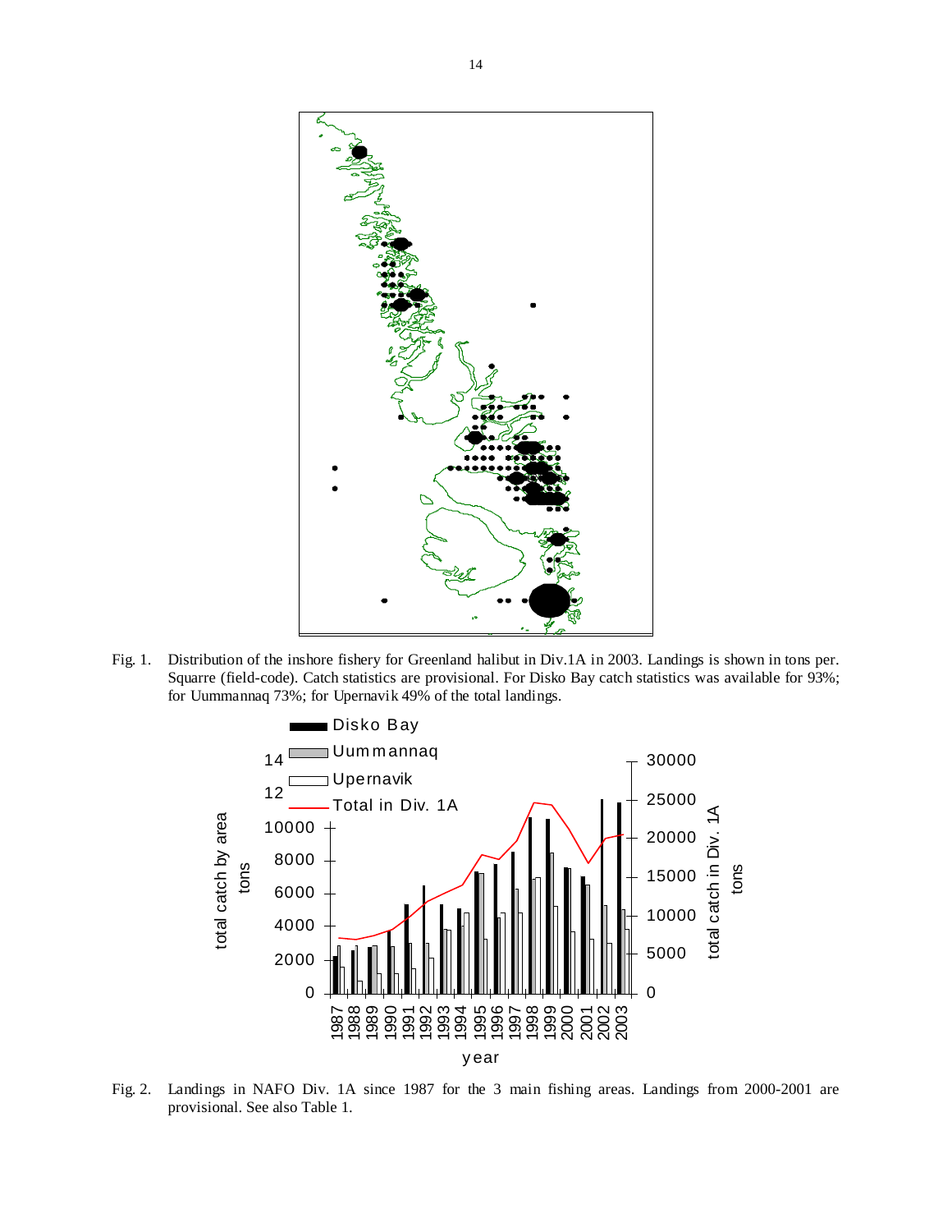Fig. 1. Distribution of the inshore fishery for Greenland halibut in Div.1A in 2003. Landings is shown in tons per. Squarre (field-code). Catch statistics are provisional. For Disko Bay catch statistics was available for 93%; for Uummannaq 73%; for Upernavik 49% of the total landings.

Fig. 2. Landings in NAFO Div. 1A since 1987 for the 3 main fishing areas. Landings from 2000-2001 are provisional. See also Table 1.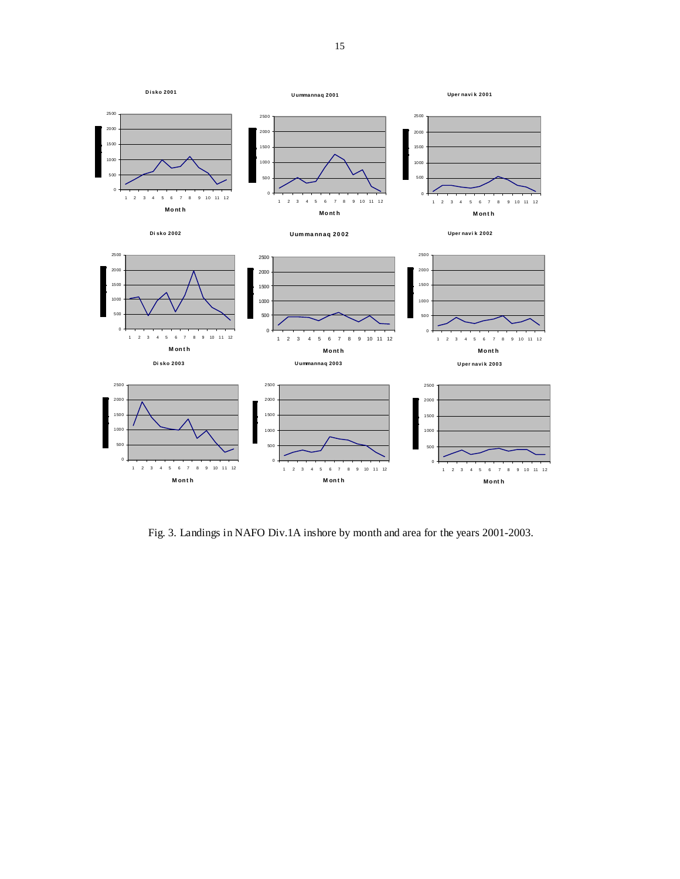Fig. 3. Landings in NAFO Div.1A inshore by month and area for the years 2001-2003.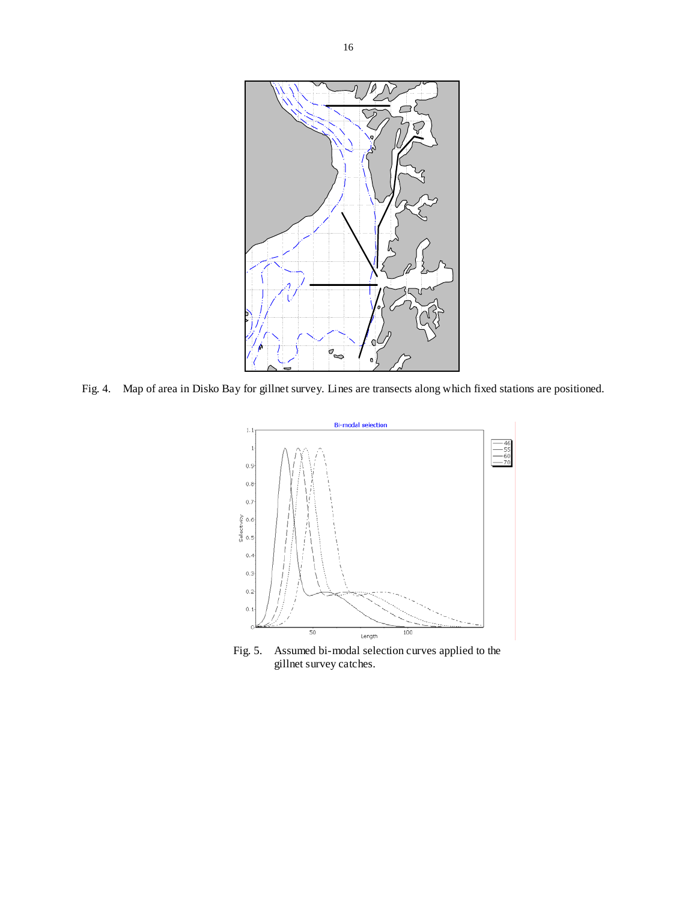Fig. 4. Map of area in Disko Bay for gillnet survey. Lines are transects along which fixed stations are positioned.

Fig. 5. Assumed bi-modal selection curves applied to the gillnet survey catches.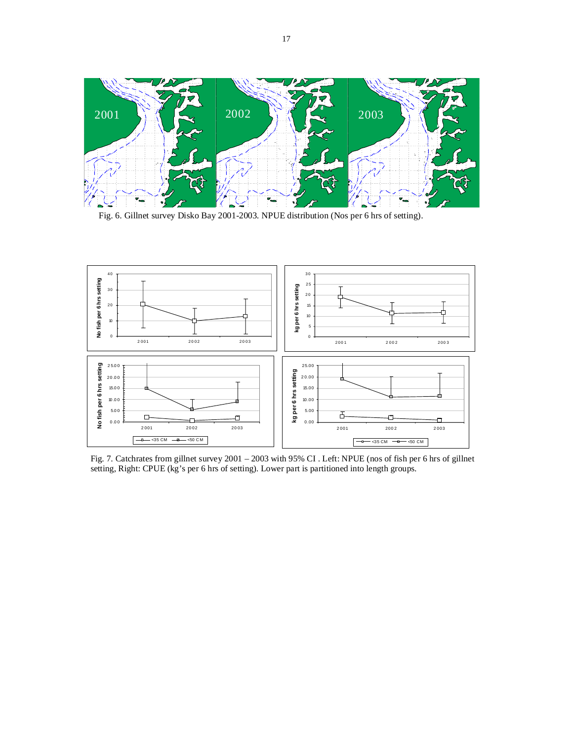Fig. 6. Gillnet survey Disko Bay 2001-2003. NPUE distribution (Nos per 6 hrs of setting).

Fig. 7. Catchrates from gillnet survey 2001 – 2003 with 95% CI . Left: NPUE (nos of fish per 6 hrs of gillnet setting, Right: CPUE (kg's per 6 hrs of setting). Lower part is partitioned into length groups.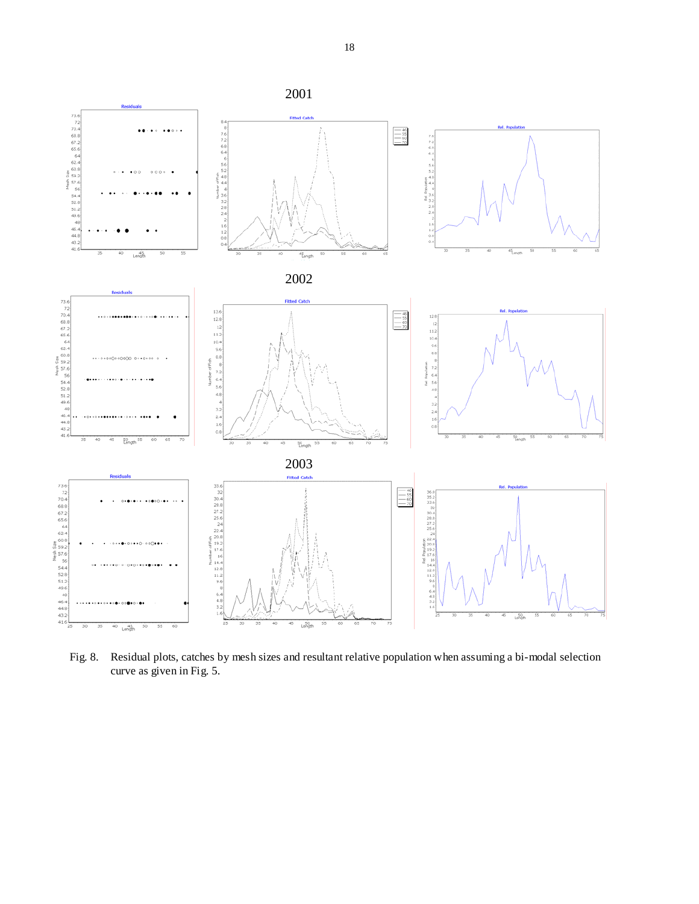2001

2002

2003

Fig. 8. Residual plots, catches by mesh sizes and resultant relative population when assuming a bi-modal selection curve as given in Fig. 5.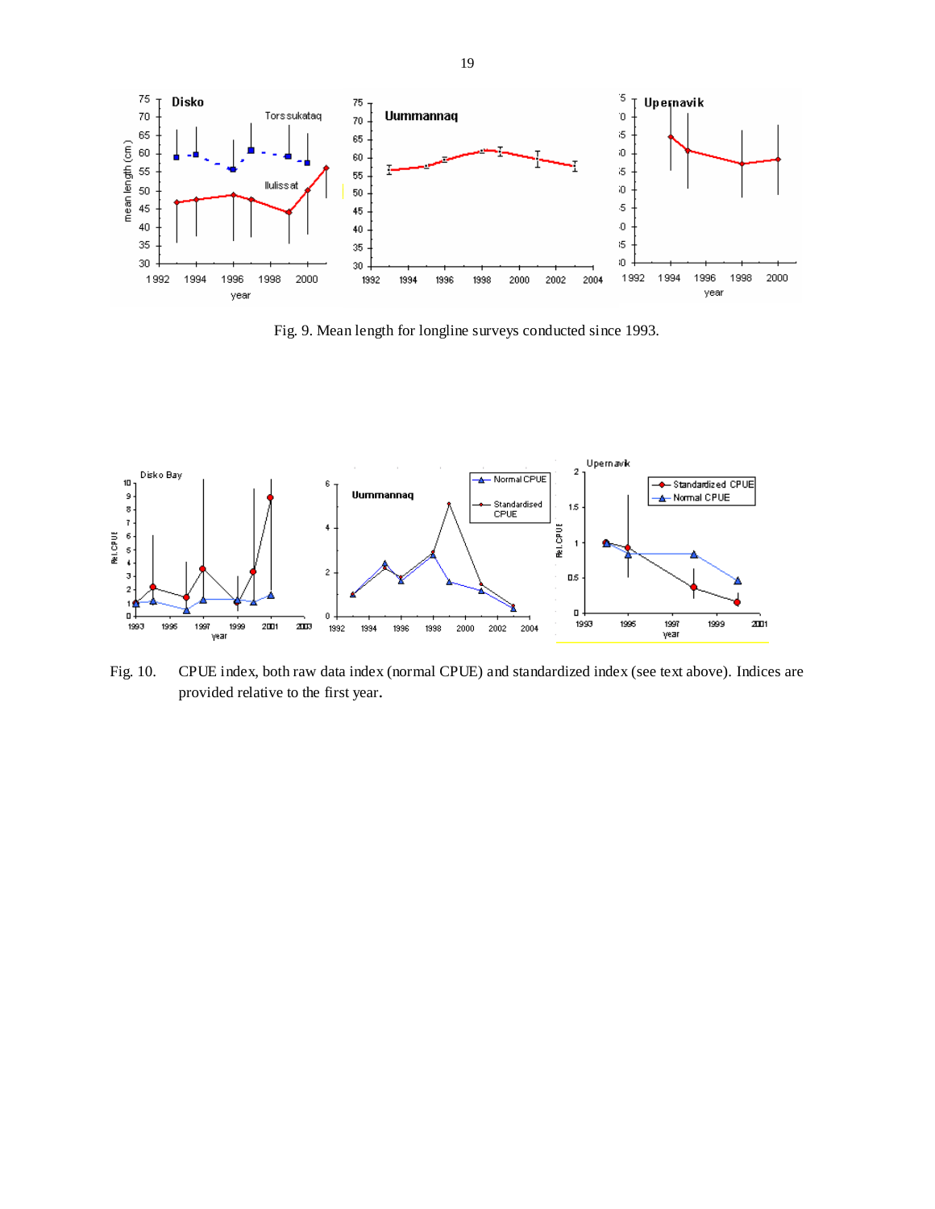Fig. 9. Mean length for longline surveys conducted since 1993.

Fig. 10. CPUE index, both raw data index (normal CPUE) and standardized index (see text above). Indices are provided relative to the first year.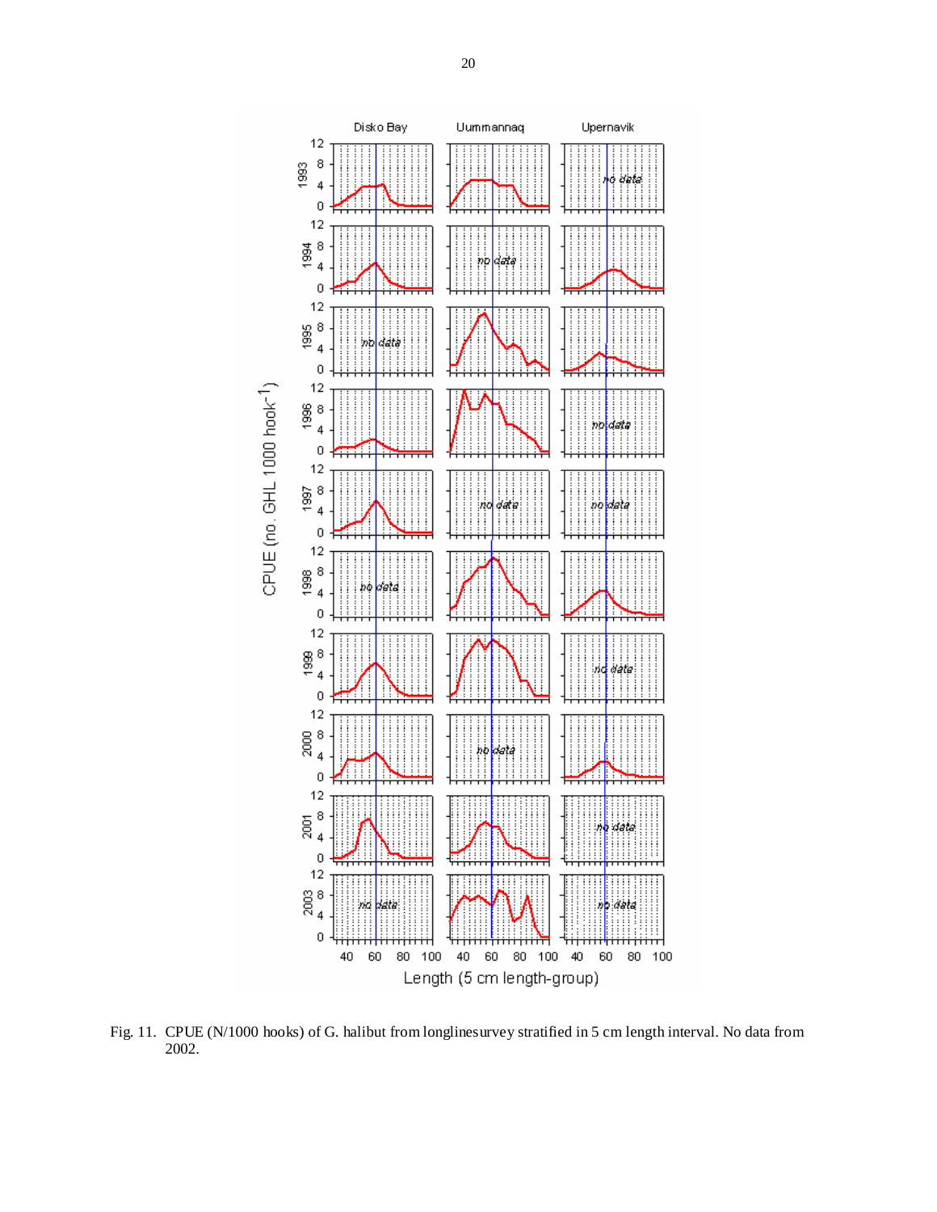Fig. 11. CPUE (N/1000 hooks) of G. halibut from longlinesurvey stratified in 5 cm length interval. No data from 2002.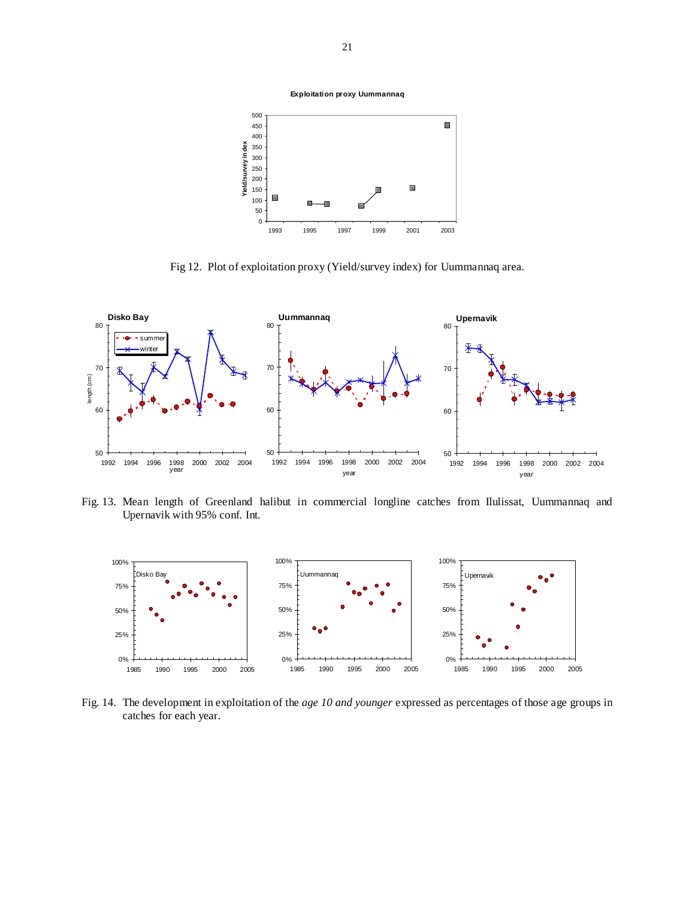Fig 12. Plot of exploitation proxy (Yield/survey index) for Uummannaq area.

Fig. 13. Mean length of Greenland halibut in commercial longline catches from Ilulissat, Uummannaq and Upernavik with 95% conf. Int.

Fig. 14. The development in exploitation of the *age 10 and younger* expressed as percentages of those age groups in catches for each year.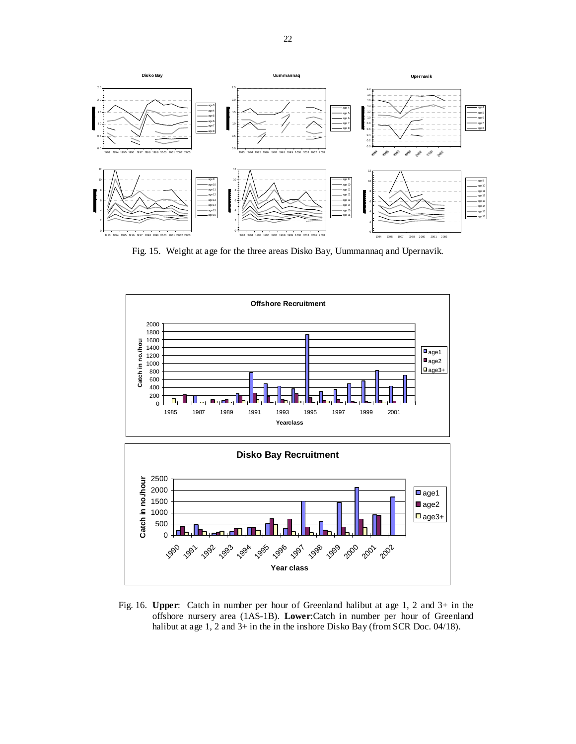Disko Bay

Uummannaq

Upernavik

Fig. 15. Weight at age for the three areas Disko Bay, Uummannaq and Upernavik.

Offshore Recruitment

Catch in no./hour

Yearclass

age1
age2
age3+

Disko Bay Recruitment

Catch in no./hour

Year class

age1
age2
age3+

Fig. 16. **Upper**: Catch in number per hour of Greenland halibut at age 1, 2 and 3+ in the offshore nursery area (1AS-1B). **Lower**:Catch in number per hour of Greenland halibut at age 1, 2 and 3+ in the in the inshore Disko Bay (from SCR Doc. 04/18).